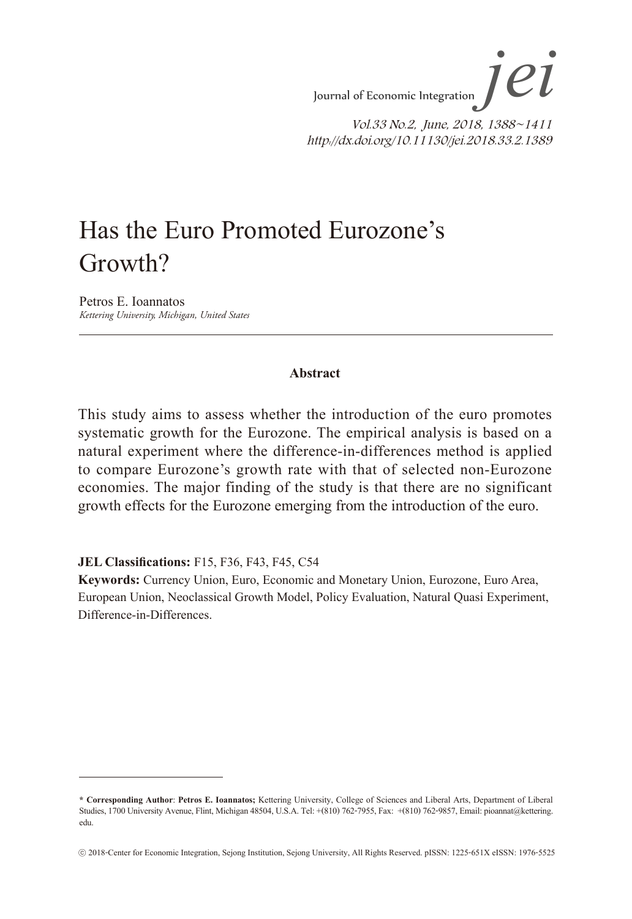# Has the Euro Promoted Eurozone's Growth?

Petros E. Ioannatos

*Kettering University, Michigan, United States*

---

**Abstract**

This study aims to assess whether the introduction of the euro promotes systematic growth for the Eurozone. The empirical analysis is based on a natural experiment where the difference-in-differences method is applied to compare Eurozone's growth rate with that of selected non-Eurozone economies. The major finding of the study is that there are no significant growth effects for the Eurozone emerging from the introduction of the euro.

**JEL Classifications:** F15, F36, F43, F45, C54

**Keywords:** Currency Union, Euro, Economic and Monetary Union, Eurozone, Euro Area, European Union, Neoclassical Growth Model, Policy Evaluation, Natural Quasi Experiment, Difference-in-Differences.

---

**\* Corresponding Author**: **Petros E. Ioannatos;** Kettering University, College of Sciences and Liberal Arts, Department of Liberal Studies, 1700 University Avenue, Flint, Michigan 48504, U.S.A. Tel: +(810) 762-7955, Fax: +(810) 762-9857, Email: pioannat@kettering.edu.

ⓒ 2018-Center for Economic Integration, Sejong Institution, Sejong University, All Rights Reserved. pISSN: 1225-651X eISSN: 1976-5525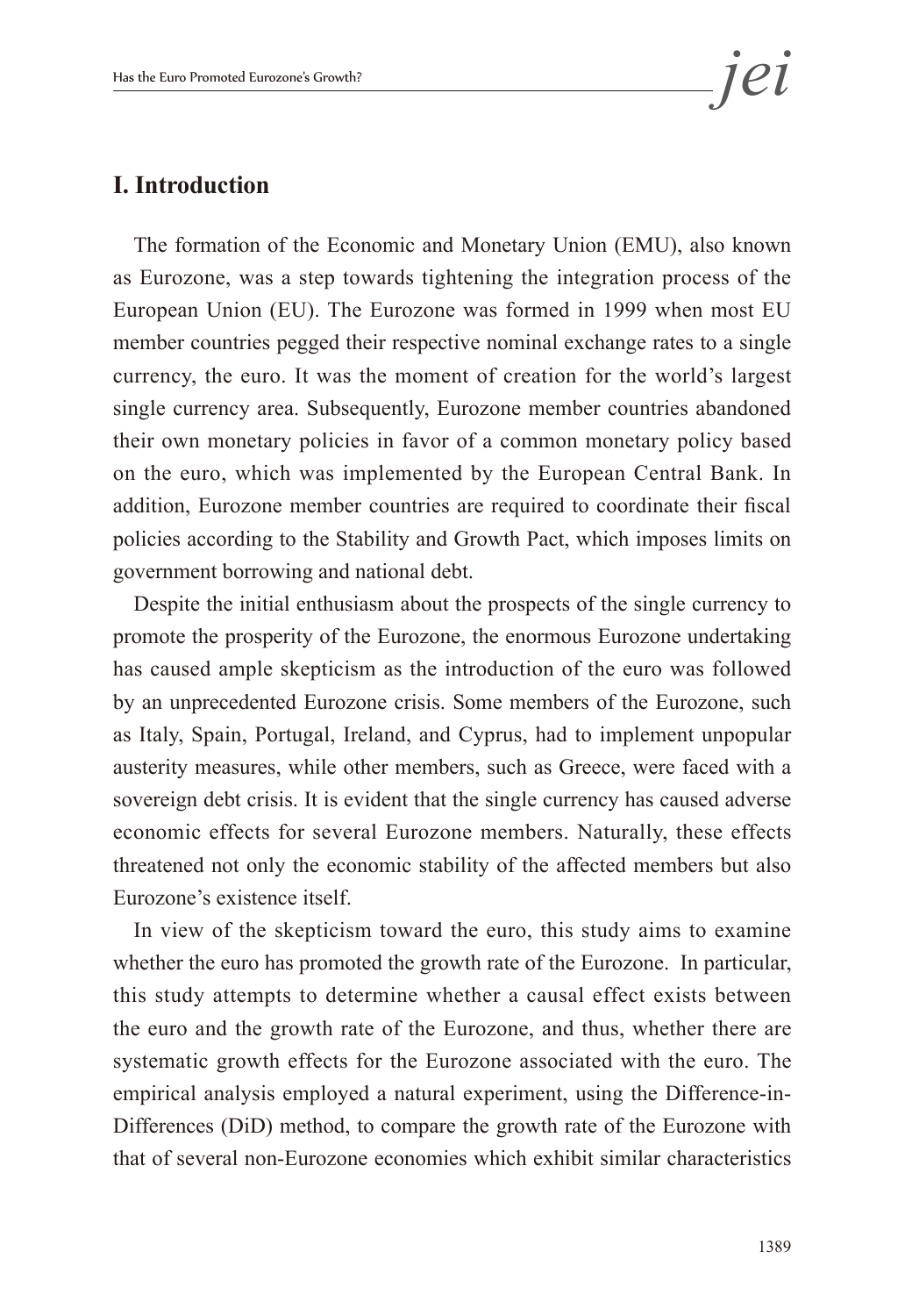## I. Introduction

The formation of the Economic and Monetary Union (EMU), also known as Eurozone, was a step towards tightening the integration process of the European Union (EU). The Eurozone was formed in 1999 when most EU member countries pegged their respective nominal exchange rates to a single currency, the euro. It was the moment of creation for the world's largest single currency area. Subsequently, Eurozone member countries abandoned their own monetary policies in favor of a common monetary policy based on the euro, which was implemented by the European Central Bank. In addition, Eurozone member countries are required to coordinate their fiscal policies according to the Stability and Growth Pact, which imposes limits on government borrowing and national debt.

Despite the initial enthusiasm about the prospects of the single currency to promote the prosperity of the Eurozone, the enormous Eurozone undertaking has caused ample skepticism as the introduction of the euro was followed by an unprecedented Eurozone crisis. Some members of the Eurozone, such as Italy, Spain, Portugal, Ireland, and Cyprus, had to implement unpopular austerity measures, while other members, such as Greece, were faced with a sovereign debt crisis. It is evident that the single currency has caused adverse economic effects for several Eurozone members. Naturally, these effects threatened not only the economic stability of the affected members but also Eurozone's existence itself.

In view of the skepticism toward the euro, this study aims to examine whether the euro has promoted the growth rate of the Eurozone. In particular, this study attempts to determine whether a causal effect exists between the euro and the growth rate of the Eurozone, and thus, whether there are systematic growth effects for the Eurozone associated with the euro. The empirical analysis employed a natural experiment, using the Difference-in-Differences (DiD) method, to compare the growth rate of the Eurozone with that of several non-Eurozone economies which exhibit similar characteristics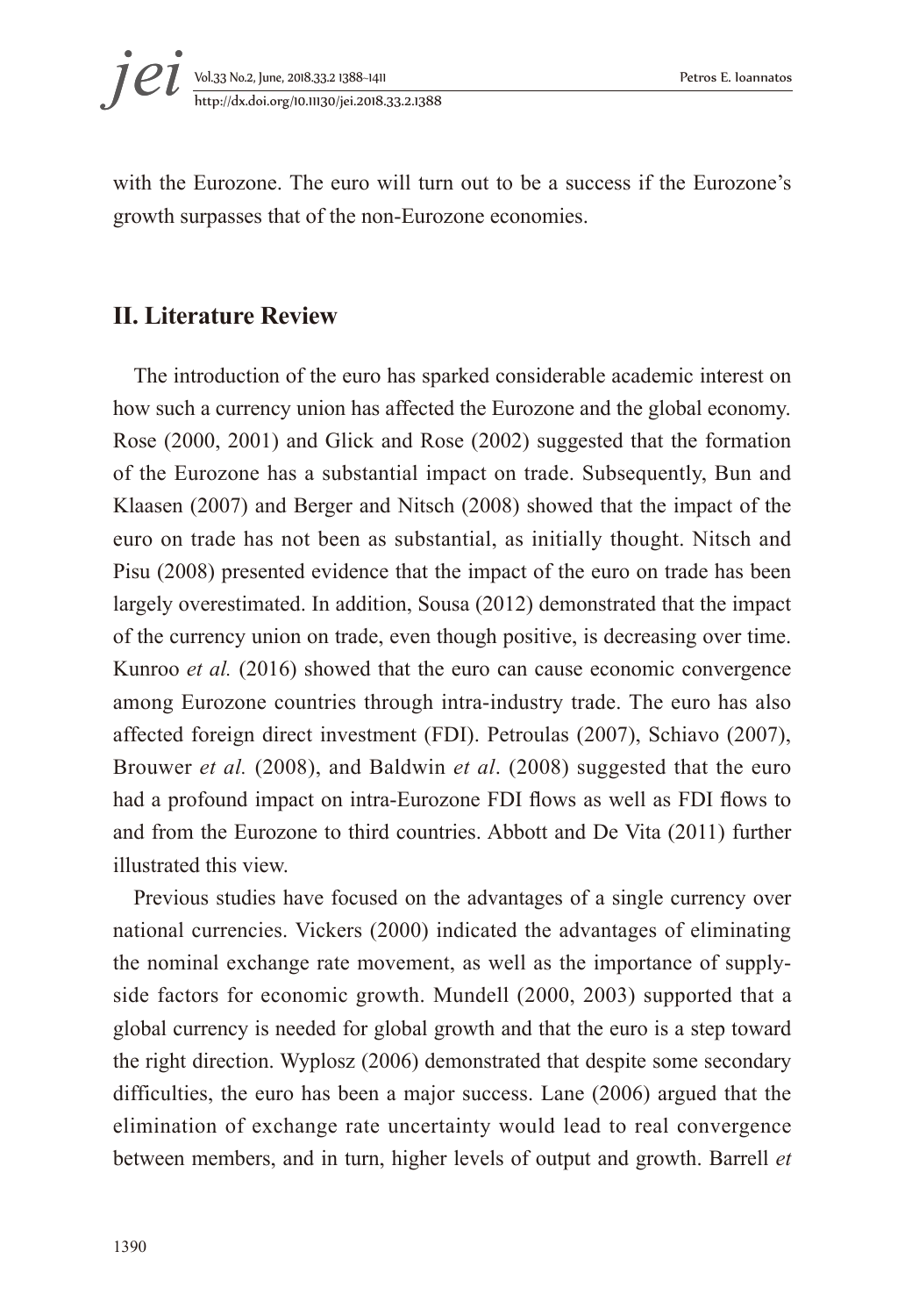with the Eurozone. The euro will turn out to be a success if the Eurozone's growth surpasses that of the non-Eurozone economies.

## II. Literature Review

The introduction of the euro has sparked considerable academic interest on how such a currency union has affected the Eurozone and the global economy. Rose (2000, 2001) and Glick and Rose (2002) suggested that the formation of the Eurozone has a substantial impact on trade. Subsequently, Bun and Klaasen (2007) and Berger and Nitsch (2008) showed that the impact of the euro on trade has not been as substantial, as initially thought. Nitsch and Pisu (2008) presented evidence that the impact of the euro on trade has been largely overestimated. In addition, Sousa (2012) demonstrated that the impact of the currency union on trade, even though positive, is decreasing over time. Kunroo *et al.* (2016) showed that the euro can cause economic convergence among Eurozone countries through intra-industry trade. The euro has also affected foreign direct investment (FDI). Petroulas (2007), Schiavo (2007), Brouwer *et al.* (2008), and Baldwin *et al*. (2008) suggested that the euro had a profound impact on intra-Eurozone FDI flows as well as FDI flows to and from the Eurozone to third countries. Abbott and De Vita (2011) further illustrated this view.

Previous studies have focused on the advantages of a single currency over national currencies. Vickers (2000) indicated the advantages of eliminating the nominal exchange rate movement, as well as the importance of supply-side factors for economic growth. Mundell (2000, 2003) supported that a global currency is needed for global growth and that the euro is a step toward the right direction. Wyplosz (2006) demonstrated that despite some secondary difficulties, the euro has been a major success. Lane (2006) argued that the elimination of exchange rate uncertainty would lead to real convergence between members, and in turn, higher levels of output and growth. Barrell *et*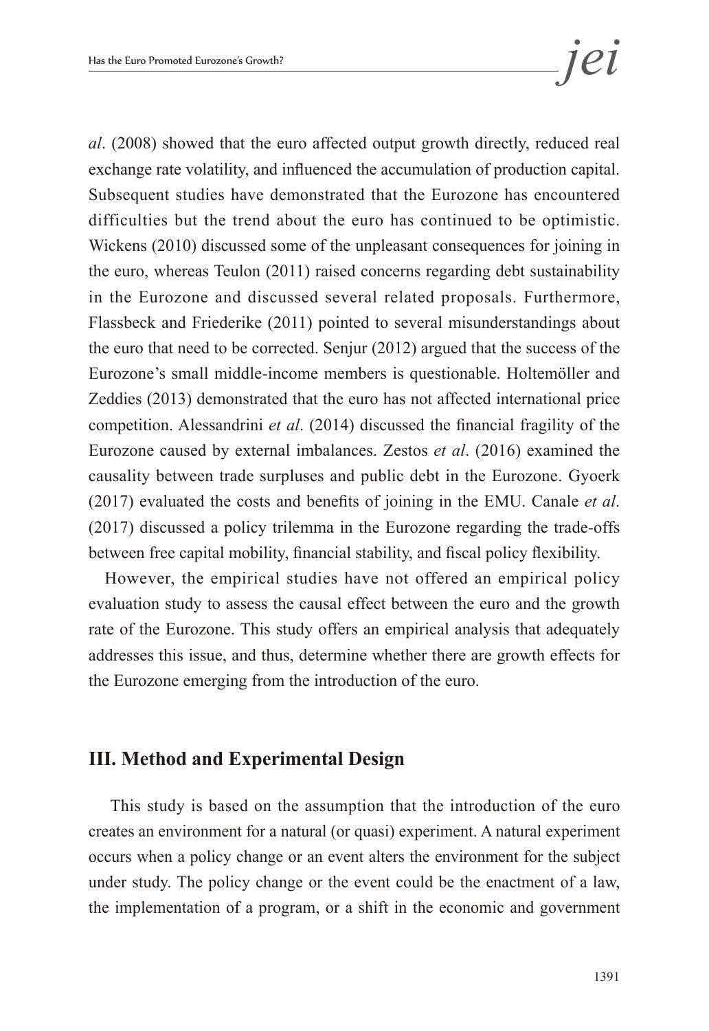*al*. (2008) showed that the euro affected output growth directly, reduced real exchange rate volatility, and influenced the accumulation of production capital. Subsequent studies have demonstrated that the Eurozone has encountered difficulties but the trend about the euro has continued to be optimistic. Wickens (2010) discussed some of the unpleasant consequences for joining in the euro, whereas Teulon (2011) raised concerns regarding debt sustainability in the Eurozone and discussed several related proposals. Furthermore, Flassbeck and Friederike (2011) pointed to several misunderstandings about the euro that need to be corrected. Senjur (2012) argued that the success of the Eurozone's small middle-income members is questionable. Holtemöller and Zeddies (2013) demonstrated that the euro has not affected international price competition. Alessandrini *et al*. (2014) discussed the financial fragility of the Eurozone caused by external imbalances. Zestos *et al*. (2016) examined the causality between trade surpluses and public debt in the Eurozone. Gyoerk (2017) evaluated the costs and benefits of joining in the EMU. Canale *et al*. (2017) discussed a policy trilemma in the Eurozone regarding the trade-offs between free capital mobility, financial stability, and fiscal policy flexibility.

However, the empirical studies have not offered an empirical policy evaluation study to assess the causal effect between the euro and the growth rate of the Eurozone. This study offers an empirical analysis that adequately addresses this issue, and thus, determine whether there are growth effects for the Eurozone emerging from the introduction of the euro.

## III. Method and Experimental Design

This study is based on the assumption that the introduction of the euro creates an environment for a natural (or quasi) experiment. A natural experiment occurs when a policy change or an event alters the environment for the subject under study. The policy change or the event could be the enactment of a law, the implementation of a program, or a shift in the economic and government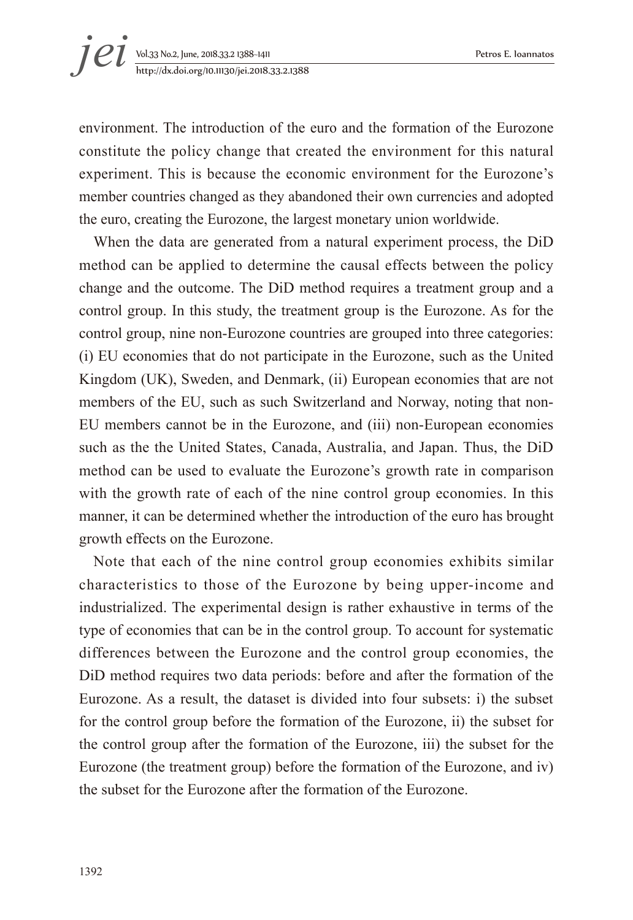environment. The introduction of the euro and the formation of the Eurozone constitute the policy change that created the environment for this natural experiment. This is because the economic environment for the Eurozone's member countries changed as they abandoned their own currencies and adopted the euro, creating the Eurozone, the largest monetary union worldwide.

When the data are generated from a natural experiment process, the DiD method can be applied to determine the causal effects between the policy change and the outcome. The DiD method requires a treatment group and a control group. In this study, the treatment group is the Eurozone. As for the control group, nine non-Eurozone countries are grouped into three categories: (i) EU economies that do not participate in the Eurozone, such as the United Kingdom (UK), Sweden, and Denmark, (ii) European economies that are not members of the EU, such as such Switzerland and Norway, noting that non-EU members cannot be in the Eurozone, and (iii) non-European economies such as the the United States, Canada, Australia, and Japan. Thus, the DiD method can be used to evaluate the Eurozone's growth rate in comparison with the growth rate of each of the nine control group economies. In this manner, it can be determined whether the introduction of the euro has brought growth effects on the Eurozone.

Note that each of the nine control group economies exhibits similar characteristics to those of the Eurozone by being upper-income and industrialized. The experimental design is rather exhaustive in terms of the type of economies that can be in the control group. To account for systematic differences between the Eurozone and the control group economies, the DiD method requires two data periods: before and after the formation of the Eurozone. As a result, the dataset is divided into four subsets: i) the subset for the control group before the formation of the Eurozone, ii) the subset for the control group after the formation of the Eurozone, iii) the subset for the Eurozone (the treatment group) before the formation of the Eurozone, and iv) the subset for the Eurozone after the formation of the Eurozone.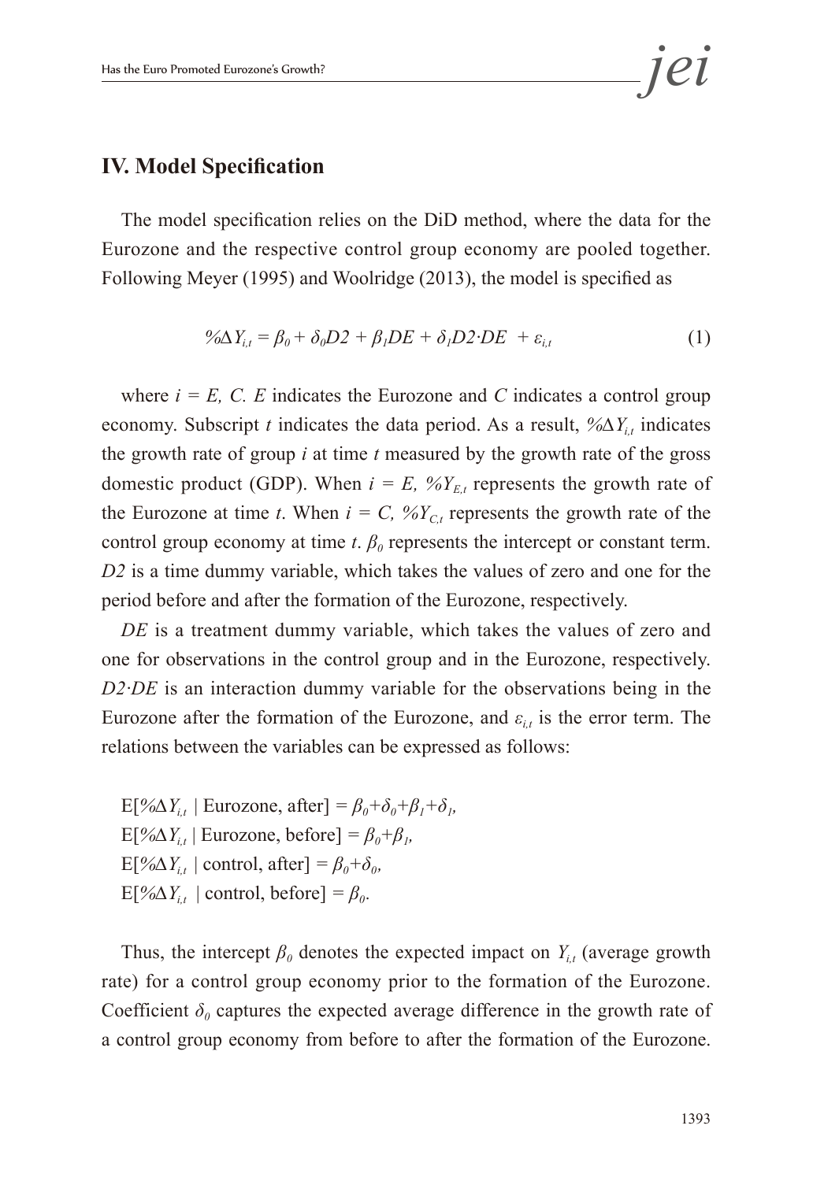## IV. Model Specification

The model specification relies on the DiD method, where the data for the Eurozone and the respective control group economy are pooled together. Following Meyer (1995) and Woolridge (2013), the model is specified as

$$\%\Delta Y_{i,t} = \beta_0 + \delta_0 D2 + \beta_1 DE + \delta_1 D2{\cdot}DE + \varepsilon_{i,t} \tag{1}$$

where $i = E, C$. $E$ indicates the Eurozone and $C$ indicates a control group economy. Subscript $t$ indicates the data period. As a result, $\%\Delta Y_{i,t}$ indicates the growth rate of group $i$ at time $t$ measured by the growth rate of the gross domestic product (GDP). When $i = E$, $\%Y_{E,t}$ represents the growth rate of the Eurozone at time $t$. When $i = C$, $\%Y_{C,t}$ represents the growth rate of the control group economy at time $t$. $\beta_0$ represents the intercept or constant term. $D2$ is a time dummy variable, which takes the values of zero and one for the period before and after the formation of the Eurozone, respectively.

$DE$ is a treatment dummy variable, which takes the values of zero and one for observations in the control group and in the Eurozone, respectively. $D2{\cdot}DE$ is an interaction dummy variable for the observations being in the Eurozone after the formation of the Eurozone, and $\varepsilon_{i,t}$ is the error term. The relations between the variables can be expressed as follows:

E[$\%\Delta Y_{i,t}$ | Eurozone, after] = $\beta_0+\delta_0+\beta_1+\delta_1$,
E[$\%\Delta Y_{i,t}$ | Eurozone, before] = $\beta_0+\beta_1$,
E[$\%\Delta Y_{i,t}$ | control, after] = $\beta_0+\delta_0$,
E[$\%\Delta Y_{i,t}$ | control, before] = $\beta_0$.

Thus, the intercept $\beta_0$ denotes the expected impact on $Y_{i,t}$ (average growth rate) for a control group economy prior to the formation of the Eurozone. Coefficient $\delta_0$ captures the expected average difference in the growth rate of a control group economy from before to after the formation of the Eurozone.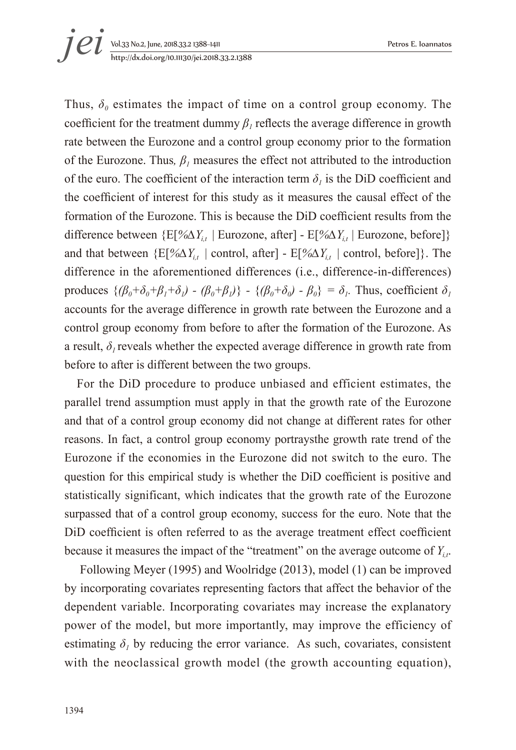Thus, $\delta_0$ estimates the impact of time on a control group economy. The coefficient for the treatment dummy $\beta_1$ reflects the average difference in growth rate between the Eurozone and a control group economy prior to the formation of the Eurozone. Thus, $\beta_1$ measures the effect not attributed to the introduction of the euro. The coefficient of the interaction term $\delta_1$ is the DiD coefficient and the coefficient of interest for this study as it measures the causal effect of the formation of the Eurozone. This is because the DiD coefficient results from the difference between {E[$\%\Delta Y_{i,t}$ | Eurozone, after] - E[$\%\Delta Y_{i,t}$ | Eurozone, before]} and that between {E[$\%\Delta Y_{i,t}$ | control, after] - E[$\%\Delta Y_{i,t}$ | control, before]}. The difference in the aforementioned differences (i.e., difference-in-differences) produces $\{(\beta_0+\delta_0+\beta_1+\delta_1) - (\beta_0+\beta_1)\} - \{(\beta_0+\delta_0) - \beta_0\} = \delta_1$. Thus, coefficient $\delta_1$ accounts for the average difference in growth rate between the Eurozone and a control group economy from before to after the formation of the Eurozone. As a result, $\delta_1$ reveals whether the expected average difference in growth rate from before to after is different between the two groups.

For the DiD procedure to produce unbiased and efficient estimates, the parallel trend assumption must apply in that the growth rate of the Eurozone and that of a control group economy did not change at different rates for other reasons. In fact, a control group economy portraysthe growth rate trend of the Eurozone if the economies in the Eurozone did not switch to the euro. The question for this empirical study is whether the DiD coefficient is positive and statistically significant, which indicates that the growth rate of the Eurozone surpassed that of a control group economy, success for the euro. Note that the DiD coefficient is often referred to as the average treatment effect coefficient because it measures the impact of the "treatment" on the average outcome of $Y_{i,t}$.

Following Meyer (1995) and Woolridge (2013), model (1) can be improved by incorporating covariates representing factors that affect the behavior of the dependent variable. Incorporating covariates may increase the explanatory power of the model, but more importantly, may improve the efficiency of estimating $\delta_1$ by reducing the error variance. As such, covariates, consistent with the neoclassical growth model (the growth accounting equation),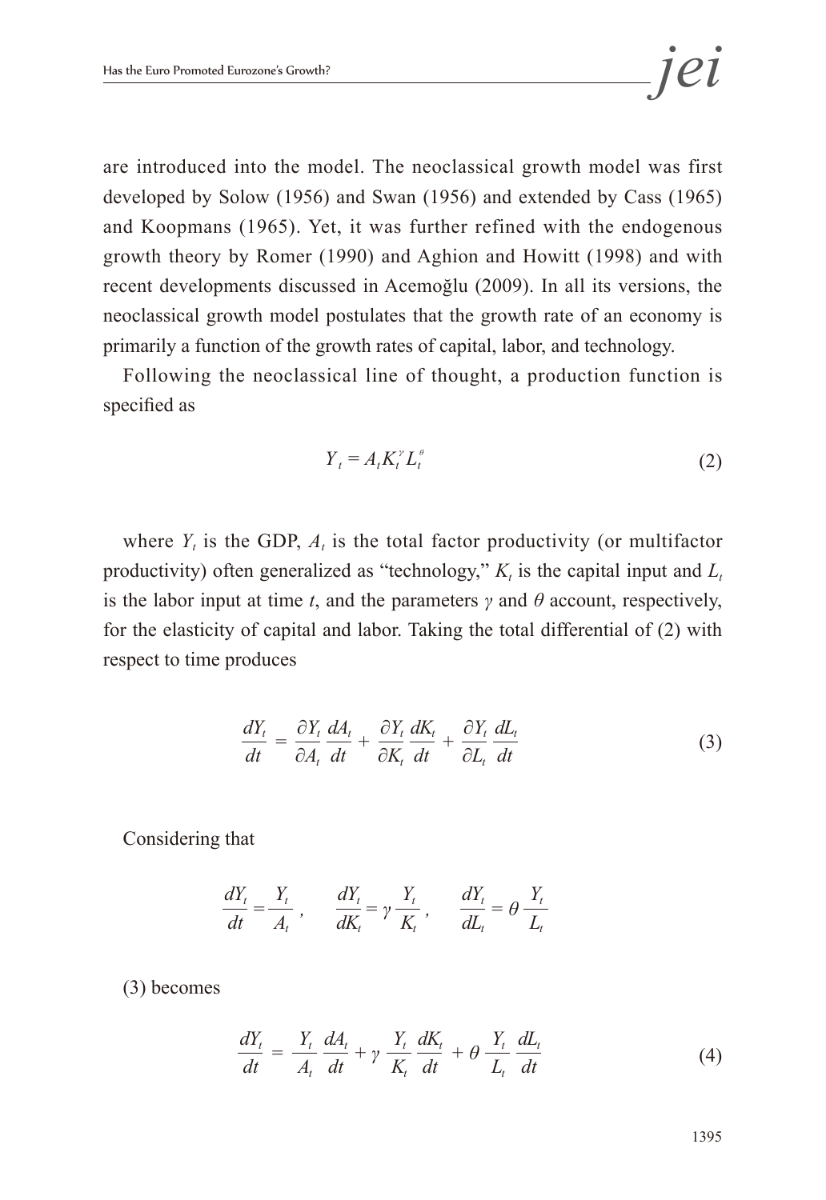are introduced into the model. The neoclassical growth model was first developed by Solow (1956) and Swan (1956) and extended by Cass (1965) and Koopmans (1965). Yet, it was further refined with the endogenous growth theory by Romer (1990) and Aghion and Howitt (1998) and with recent developments discussed in Acemoğlu (2009). In all its versions, the neoclassical growth model postulates that the growth rate of an economy is primarily a function of the growth rates of capital, labor, and technology.

Following the neoclassical line of thought, a production function is specified as

$$Y_t = A_t K_t^{\gamma} L_t^{\theta} \tag{2}$$

where $Y_t$ is the GDP, $A_t$ is the total factor productivity (or multifactor productivity) often generalized as "technology," $K_t$ is the capital input and $L_t$ is the labor input at time $t$, and the parameters $\gamma$ and $\theta$ account, respectively, for the elasticity of capital and labor. Taking the total differential of (2) with respect to time produces

$$\frac{dY_t}{dt} = \frac{\partial Y_t}{\partial A_t}\frac{dA_t}{dt} + \frac{\partial Y_t}{\partial K_t}\frac{dK_t}{dt} + \frac{\partial Y_t}{\partial L_t}\frac{dL_t}{dt} \tag{3}$$

Considering that

$$\frac{dY_t}{dt} = \frac{Y_t}{A_t}, \qquad \frac{dY_t}{dK_t} = \gamma\frac{Y_t}{K_t}, \qquad \frac{dY_t}{dL_t} = \theta\frac{Y_t}{L_t}$$

(3) becomes

$$\frac{dY_t}{dt} = \frac{Y_t}{A_t}\frac{dA_t}{dt} + \gamma\frac{Y_t}{K_t}\frac{dK_t}{dt} + \theta\frac{Y_t}{L_t}\frac{dL_t}{dt} \tag{4}$$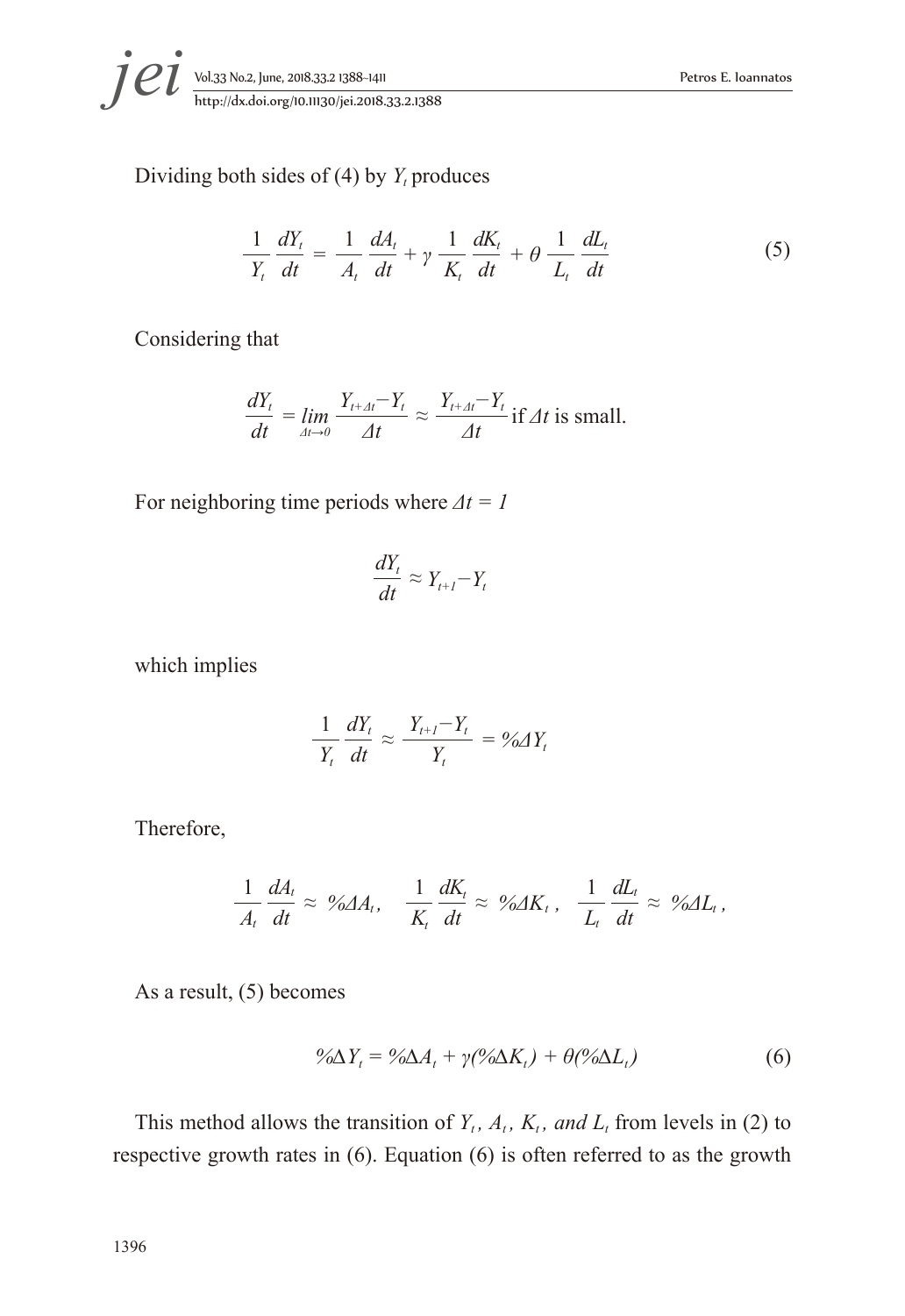Dividing both sides of (4) by $Y_t$ produces

$$\frac{1}{Y_t}\frac{dY_t}{dt} = \frac{1}{A_t}\frac{dA_t}{dt} + \gamma\frac{1}{K_t}\frac{dK_t}{dt} + \theta\frac{1}{L_t}\frac{dL_t}{dt} \tag{5}$$

Considering that

$$\frac{dY_t}{dt} = \lim_{\Delta t \to 0}\frac{Y_{t+\Delta t} - Y_t}{\Delta t} \approx \frac{Y_{t+\Delta t} - Y_t}{\Delta t} \text{ if } \Delta t \text{ is small.}$$

For neighboring time periods where $\Delta t = 1$

$$\frac{dY_t}{dt} \approx Y_{t+1} - Y_t$$

which implies

$$\frac{1}{Y_t}\frac{dY_t}{dt} \approx \frac{Y_{t+1} - Y_t}{Y_t} = \%\Delta Y_t$$

Therefore,

$$\frac{1}{A_t}\frac{dA_t}{dt} \approx \%\Delta A_t, \quad \frac{1}{K_t}\frac{dK_t}{dt} \approx \%\Delta K_t, \quad \frac{1}{L_t}\frac{dL_t}{dt} \approx \%\Delta L_t,$$

As a result, (5) becomes

$$\%\Delta Y_t = \%\Delta A_t + \gamma(\%\Delta K_t) + \theta(\%\Delta L_t) \tag{6}$$

This method allows the transition of $Y_t$, $A_t$, $K_t$, and $L_t$ from levels in (2) to respective growth rates in (6). Equation (6) is often referred to as the growth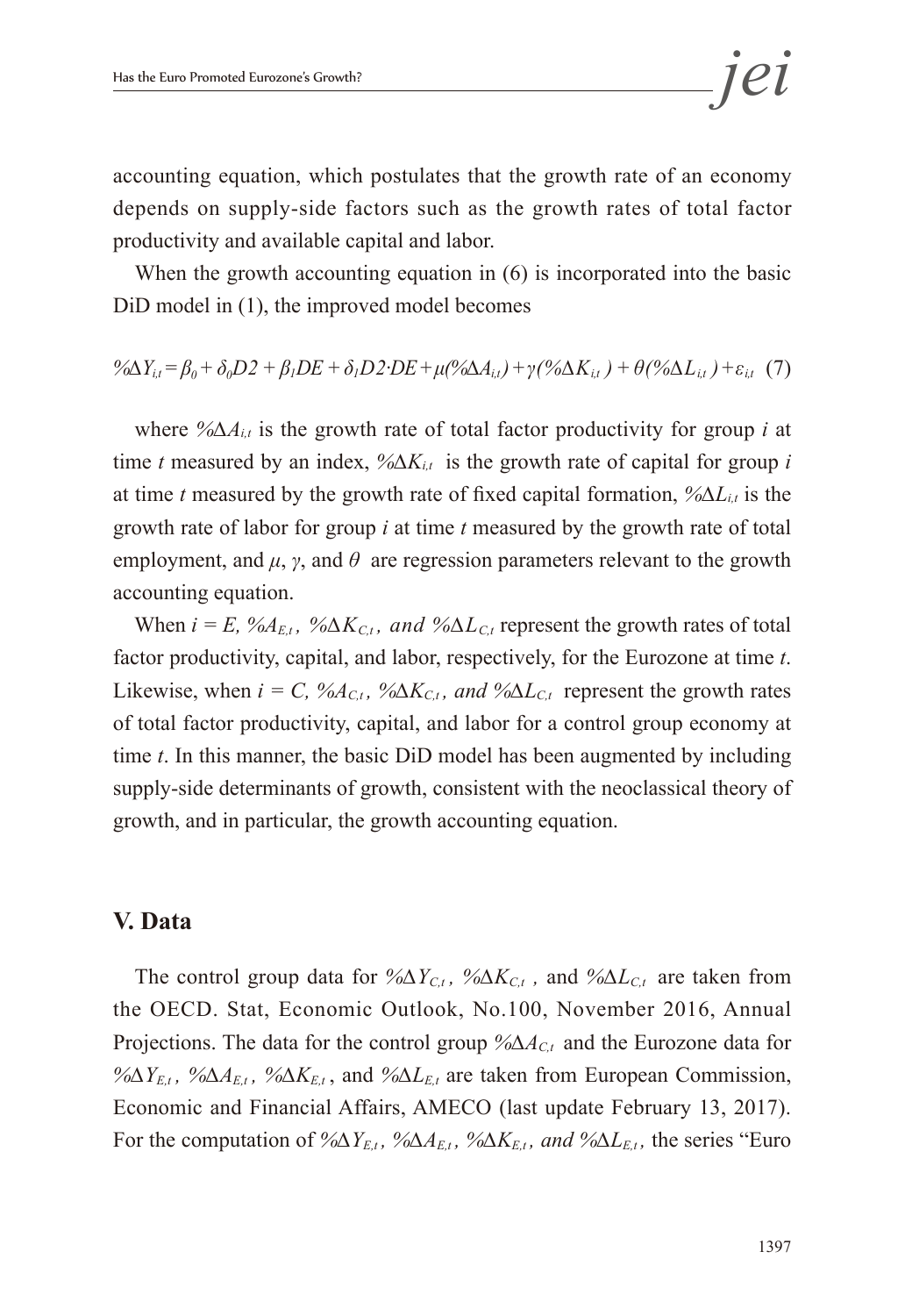accounting equation, which postulates that the growth rate of an economy depends on supply-side factors such as the growth rates of total factor productivity and available capital and labor.

When the growth accounting equation in (6) is incorporated into the basic DiD model in (1), the improved model becomes

$$\%\Delta Y_{i,t} = \beta_0 + \delta_0 D2 + \beta_1 DE + \delta_1 D2 \cdot DE + \mu(\%\Delta A_{i,t}) + \gamma(\%\Delta K_{i,t}) + \theta(\%\Delta L_{i,t}) + \varepsilon_{i,t} \quad (7)$$

where $\%\Delta A_{i,t}$ is the growth rate of total factor productivity for group $i$ at time $t$ measured by an index, $\%\Delta K_{i,t}$ is the growth rate of capital for group $i$ at time $t$ measured by the growth rate of fixed capital formation, $\%\Delta L_{i,t}$ is the growth rate of labor for group $i$ at time $t$ measured by the growth rate of total employment, and $\mu$, $\gamma$, and $\theta$ are regression parameters relevant to the growth accounting equation.

When $i = E$, $\%A_{E,t}$, $\%\Delta K_{C,t}$, *and* $\%\Delta L_{C,t}$ represent the growth rates of total factor productivity, capital, and labor, respectively, for the Eurozone at time $t$. Likewise, when $i = C$, $\%A_{C,t}$, $\%\Delta K_{C,t}$, *and* $\%\Delta L_{C,t}$ represent the growth rates of total factor productivity, capital, and labor for a control group economy at time $t$. In this manner, the basic DiD model has been augmented by including supply-side determinants of growth, consistent with the neoclassical theory of growth, and in particular, the growth accounting equation.

## V. Data

The control group data for $\%\Delta Y_{C,t}$, $\%\Delta K_{C,t}$, and $\%\Delta L_{C,t}$ are taken from the OECD. Stat, Economic Outlook, No.100, November 2016, Annual Projections. The data for the control group $\%\Delta A_{C,t}$ and the Eurozone data for $\%\Delta Y_{E,t}$, $\%\Delta A_{E,t}$, $\%\Delta K_{E,t}$, and $\%\Delta L_{E,t}$ are taken from European Commission, Economic and Financial Affairs, AMECO (last update February 13, 2017). For the computation of $\%\Delta Y_{E,t}$, $\%\Delta A_{E,t}$, $\%\Delta K_{E,t}$, *and* $\%\Delta L_{E,t}$, the series "Euro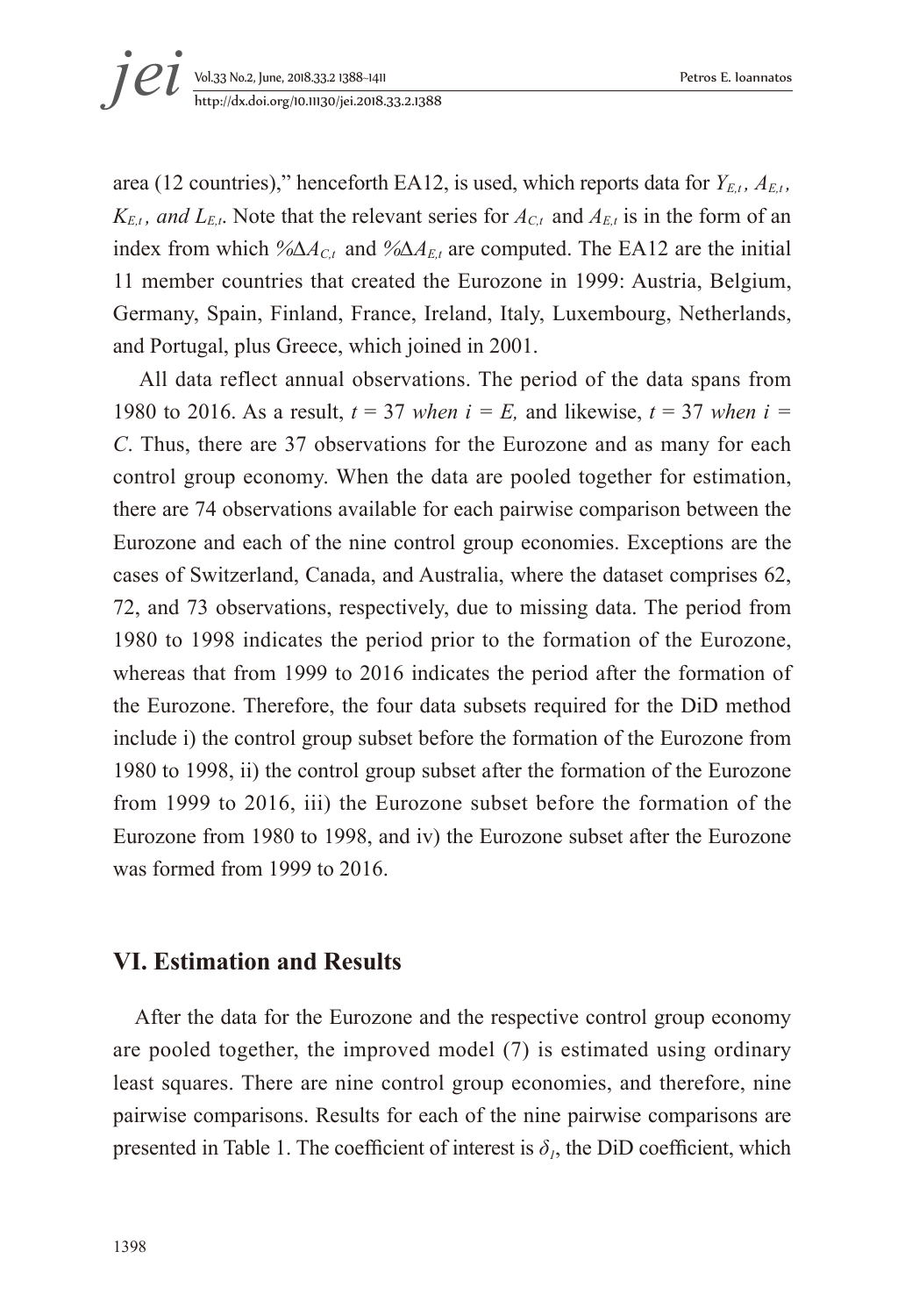area (12 countries)," henceforth EA12, is used, which reports data for $Y_{E,t}$, $A_{E,t}$, $K_{E,t}$, *and* $L_{E,t}$. Note that the relevant series for $A_{C,t}$ and $A_{E,t}$ is in the form of an index from which $\%\Delta A_{C,t}$ and $\%\Delta A_{E,t}$ are computed. The EA12 are the initial 11 member countries that created the Eurozone in 1999: Austria, Belgium, Germany, Spain, Finland, France, Ireland, Italy, Luxembourg, Netherlands, and Portugal, plus Greece, which joined in 2001.

All data reflect annual observations. The period of the data spans from 1980 to 2016. As a result, $t = 37$ *when* $i = E$, and likewise, $t = 37$ *when* $i = C$. Thus, there are 37 observations for the Eurozone and as many for each control group economy. When the data are pooled together for estimation, there are 74 observations available for each pairwise comparison between the Eurozone and each of the nine control group economies. Exceptions are the cases of Switzerland, Canada, and Australia, where the dataset comprises 62, 72, and 73 observations, respectively, due to missing data. The period from 1980 to 1998 indicates the period prior to the formation of the Eurozone, whereas that from 1999 to 2016 indicates the period after the formation of the Eurozone. Therefore, the four data subsets required for the DiD method include i) the control group subset before the formation of the Eurozone from 1980 to 1998, ii) the control group subset after the formation of the Eurozone from 1999 to 2016, iii) the Eurozone subset before the formation of the Eurozone from 1980 to 1998, and iv) the Eurozone subset after the Eurozone was formed from 1999 to 2016.

## VI. Estimation and Results

After the data for the Eurozone and the respective control group economy are pooled together, the improved model (7) is estimated using ordinary least squares. There are nine control group economies, and therefore, nine pairwise comparisons. Results for each of the nine pairwise comparisons are presented in Table 1. The coefficient of interest is $\delta_1$, the DiD coefficient, which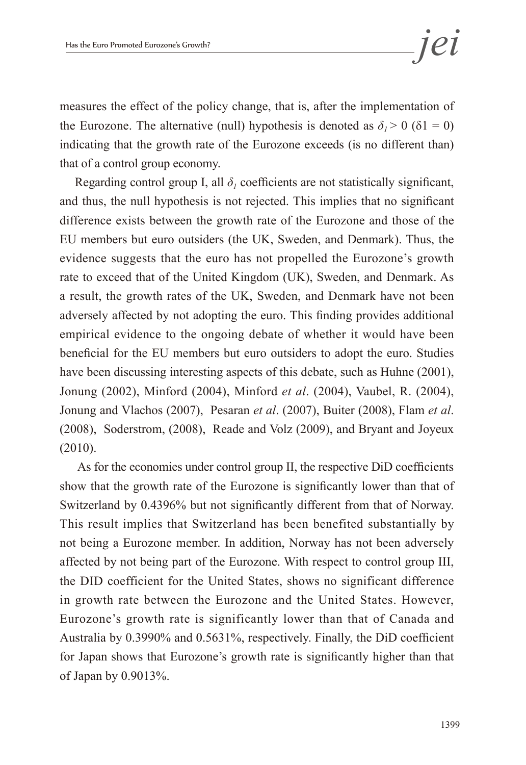measures the effect of the policy change, that is, after the implementation of the Eurozone. The alternative (null) hypothesis is denoted as $\delta_1 > 0$ ($\delta 1 = 0$) indicating that the growth rate of the Eurozone exceeds (is no different than) that of a control group economy.

Regarding control group I, all $\delta_1$ coefficients are not statistically significant, and thus, the null hypothesis is not rejected. This implies that no significant difference exists between the growth rate of the Eurozone and those of the EU members but euro outsiders (the UK, Sweden, and Denmark). Thus, the evidence suggests that the euro has not propelled the Eurozone's growth rate to exceed that of the United Kingdom (UK), Sweden, and Denmark. As a result, the growth rates of the UK, Sweden, and Denmark have not been adversely affected by not adopting the euro. This finding provides additional empirical evidence to the ongoing debate of whether it would have been beneficial for the EU members but euro outsiders to adopt the euro. Studies have been discussing interesting aspects of this debate, such as Huhne (2001), Jonung (2002), Minford (2004), Minford *et al*. (2004), Vaubel, R. (2004), Jonung and Vlachos (2007), Pesaran *et al*. (2007), Buiter (2008), Flam *et al*. (2008), Soderstrom, (2008), Reade and Volz (2009), and Bryant and Joyeux (2010).

As for the economies under control group II, the respective DiD coefficients show that the growth rate of the Eurozone is significantly lower than that of Switzerland by 0.4396% but not significantly different from that of Norway. This result implies that Switzerland has been benefited substantially by not being a Eurozone member. In addition, Norway has not been adversely affected by not being part of the Eurozone. With respect to control group III, the DID coefficient for the United States, shows no significant difference in growth rate between the Eurozone and the United States. However, Eurozone's growth rate is significantly lower than that of Canada and Australia by 0.3990% and 0.5631%, respectively. Finally, the DiD coefficient for Japan shows that Eurozone's growth rate is significantly higher than that of Japan by 0.9013%.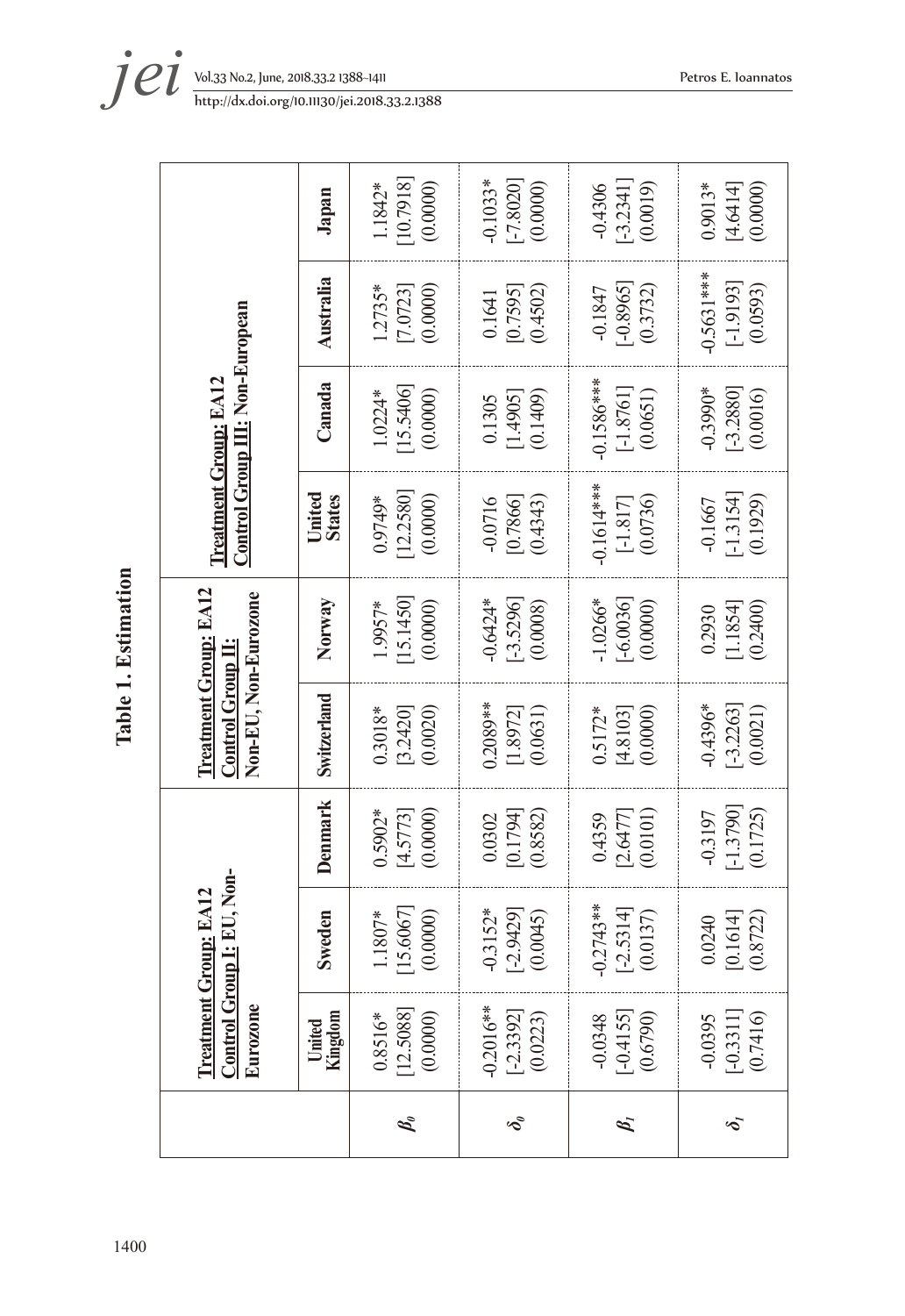**Table 1. Estimation**

| | Treatment Group: EA12 Control Group I: EU, Non-Eurozone | | | Treatment Group: EA12 Control Group II: Non-EU, Non-Eurozone | | Treatment Group: EA12 Control Group III: Non-European | | | |
|---|---|---|---|---|---|---|---|---|---|
| | United Kingdom | Sweden | Denmark | Switzerland | Norway | United States | Canada | Australia | Japan |
| $\beta_0$ | 0.8516* [12.5088] (0.0000) | 1.1807* [15.6067] (0.0000) | 0.5902* [4.5773] (0.0000) | 0.3018* [3.2420] (0.0020) | 1.9957* [15.1450] (0.0000) | 0.9749* [12.2580] (0.0000) | 1.0224* [15.5406] (0.0000) | 1.2735* [7.0723] (0.0000) | 1.1842* [10.7918] (0.0000) |
| $\delta_0$ | -0.2016** [-2.3392] (0.0223) | -0.3152* [-2.9429] (0.0045) | 0.0302 [0.1794] (0.8582) | 0.2089** [1.8972] (0.0631) | -0.6424* [-3.5296] (0.0008) | -0.0716 [0.7866] (0.4343) | 0.1305 [1.4905] (0.1409) | 0.1641 [0.7595] (0.4502) | -0.1033* [-7.8020] (0.0000) |
| $\beta_1$ | -0.0348 [-0.4155] (0.6790) | -0.2743** [-2.5314] (0.0137) | 0.4359 [2.6477] (0.0101) | 0.5172* [4.8103] (0.0000) | -1.0266* [-6.0036] (0.0000) | -0.1614*** [-1.817] (0.0736) | -0.1586*** [-1.8761] (0.0651) | -0.1847 [-0.8965] (0.3732) | -0.4306 [-3.2341] (0.0019) |
| $\delta_1$ | -0.0395 [-0.3311] (0.7416) | 0.0240 [0.1614] (0.8722) | -0.3197 [-1.3790] (0.1725) | -0.4396* [-3.2263] (0.0021) | 0.2930 [1.1854] (0.2400) | -0.1667 [-1.3154] (0.1929) | -0.3990* [-3.2880] (0.0016) | -0.5631*** [-1.9193] (0.0593) | 0.9013* [4.6414] (0.0000) |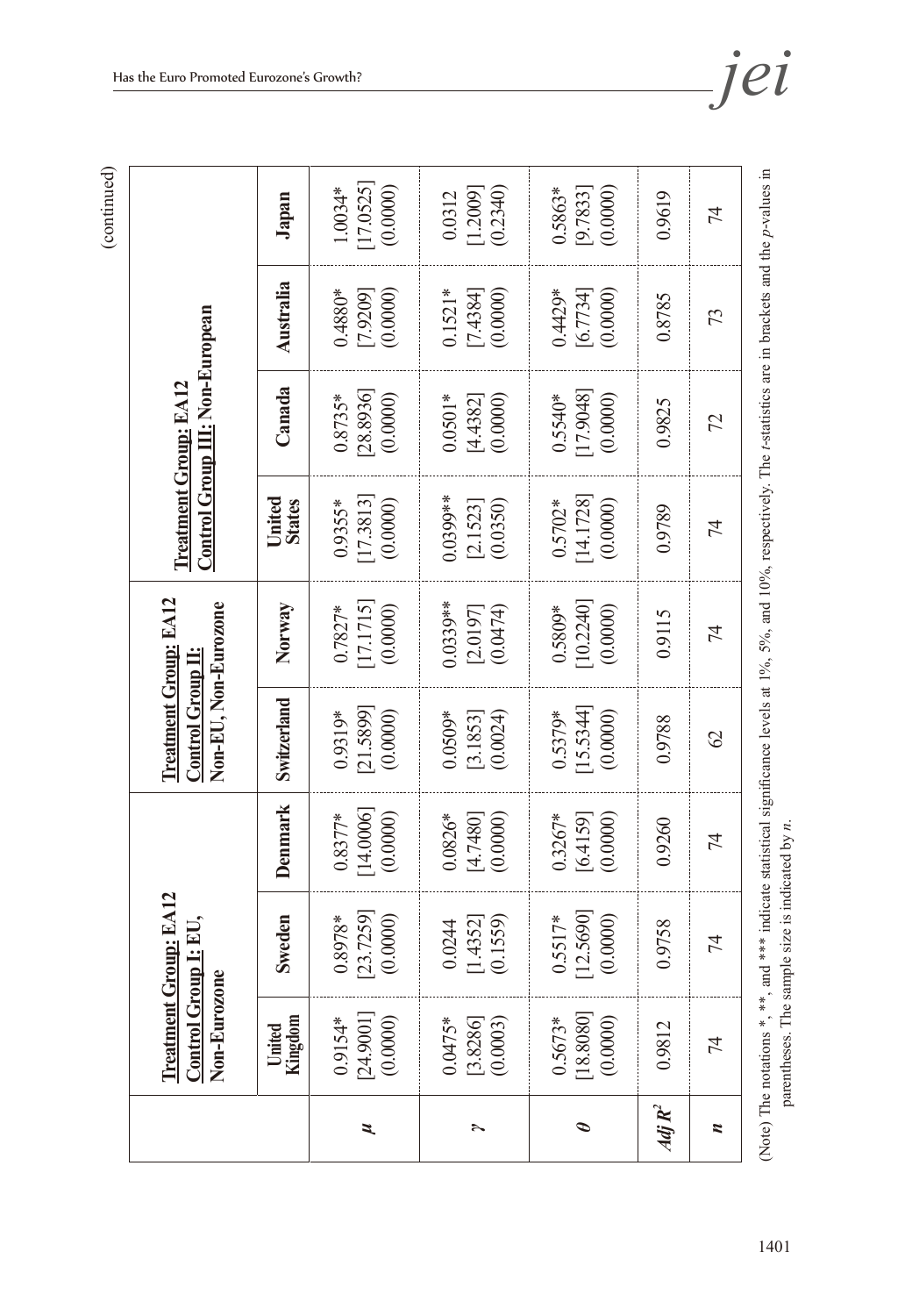(continued)

| | Treatment Group: EA12 Control Group I: EU, Non-Eurozone | | | Treatment Group: EA12 Control Group II: Non-EU, Non-Eurozone | | Treatment Group: EA12 Control Group III: Non-European | | | |
|---|---|---|---|---|---|---|---|---|---|
| | United Kingdom | Sweden | Denmark | Switzerland | Norway | United States | Canada | Australia | Japan |
| $\mu$ | 0.9154* [24.9001] (0.0000) | 0.8978* [23.7259] (0.0000) | 0.8377* [14.0006] (0.0000) | 0.9319* [21.5899] (0.0000) | 0.7827* [17.1715] (0.0000) | 0.9355* [17.3813] (0.0000) | 0.8735* [28.8936] (0.0000) | 0.4880* [7.9209] (0.0000) | 1.0034* [17.0525] (0.0000) |
| $\gamma$ | 0.0475* [3.8286] (0.0003) | 0.0244 [1.4352] (0.1559) | 0.0826* [4.7480] (0.0000) | 0.0509* [3.1853] (0.0024) | 0.0339** [2.0197] (0.0474) | 0.0399** [2.1523] (0.0350) | 0.0501* [4.4382] (0.0000) | 0.1521* [7.4384] (0.0000) | 0.0312 [1.2009] (0.2340) |
| $\theta$ | 0.5673* [18.8080] (0.0000) | 0.5517* [12.5690] (0.0000) | 0.3267* [6.4159] (0.0000) | 0.5379* [15.5344] (0.0000) | 0.5809* [10.2240] (0.0000) | 0.5702* [14.1728] (0.0000) | 0.5540* [17.9048] (0.0000) | 0.4429* [6.7734] (0.0000) | 0.5863* [9.7833] (0.0000) |
| $Adj\ R^2$ | 0.9812 | 0.9758 | 0.9260 | 0.9788 | 0.9115 | 0.9789 | 0.9825 | 0.8785 | 0.9619 |
| $n$ | 74 | 74 | 74 | 62 | 74 | 74 | 72 | 73 | 74 |

(Note) The notations *, **, and *** indicate statistical significance levels at 1%, 5%, and 10%, respectively. The *t*-statistics are in brackets and the *p*-values in parentheses. The sample size is indicated by *n*.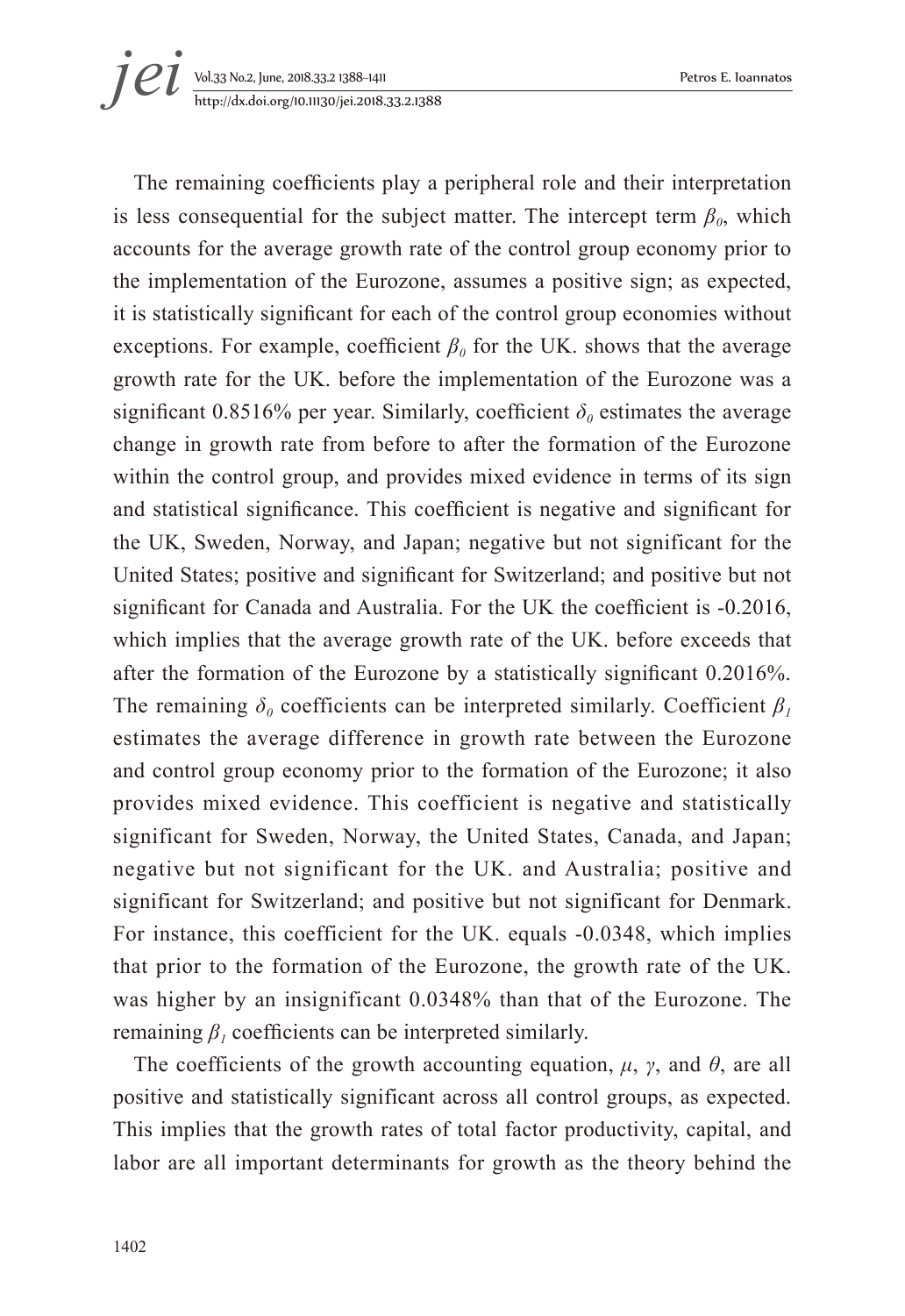The remaining coefficients play a peripheral role and their interpretation is less consequential for the subject matter. The intercept term $\beta_0$, which accounts for the average growth rate of the control group economy prior to the implementation of the Eurozone, assumes a positive sign; as expected, it is statistically significant for each of the control group economies without exceptions. For example, coefficient $\beta_0$ for the UK. shows that the average growth rate for the UK. before the implementation of the Eurozone was a significant 0.8516% per year. Similarly, coefficient $\delta_0$ estimates the average change in growth rate from before to after the formation of the Eurozone within the control group, and provides mixed evidence in terms of its sign and statistical significance. This coefficient is negative and significant for the UK, Sweden, Norway, and Japan; negative but not significant for the United States; positive and significant for Switzerland; and positive but not significant for Canada and Australia. For the UK the coefficient is -0.2016, which implies that the average growth rate of the UK. before exceeds that after the formation of the Eurozone by a statistically significant 0.2016%. The remaining $\delta_0$ coefficients can be interpreted similarly. Coefficient $\beta_1$ estimates the average difference in growth rate between the Eurozone and control group economy prior to the formation of the Eurozone; it also provides mixed evidence. This coefficient is negative and statistically significant for Sweden, Norway, the United States, Canada, and Japan; negative but not significant for the UK. and Australia; positive and significant for Switzerland; and positive but not significant for Denmark. For instance, this coefficient for the UK. equals -0.0348, which implies that prior to the formation of the Eurozone, the growth rate of the UK. was higher by an insignificant 0.0348% than that of the Eurozone. The remaining $\beta_1$ coefficients can be interpreted similarly.

The coefficients of the growth accounting equation, $\mu$, $\gamma$, and $\theta$, are all positive and statistically significant across all control groups, as expected. This implies that the growth rates of total factor productivity, capital, and labor are all important determinants for growth as the theory behind the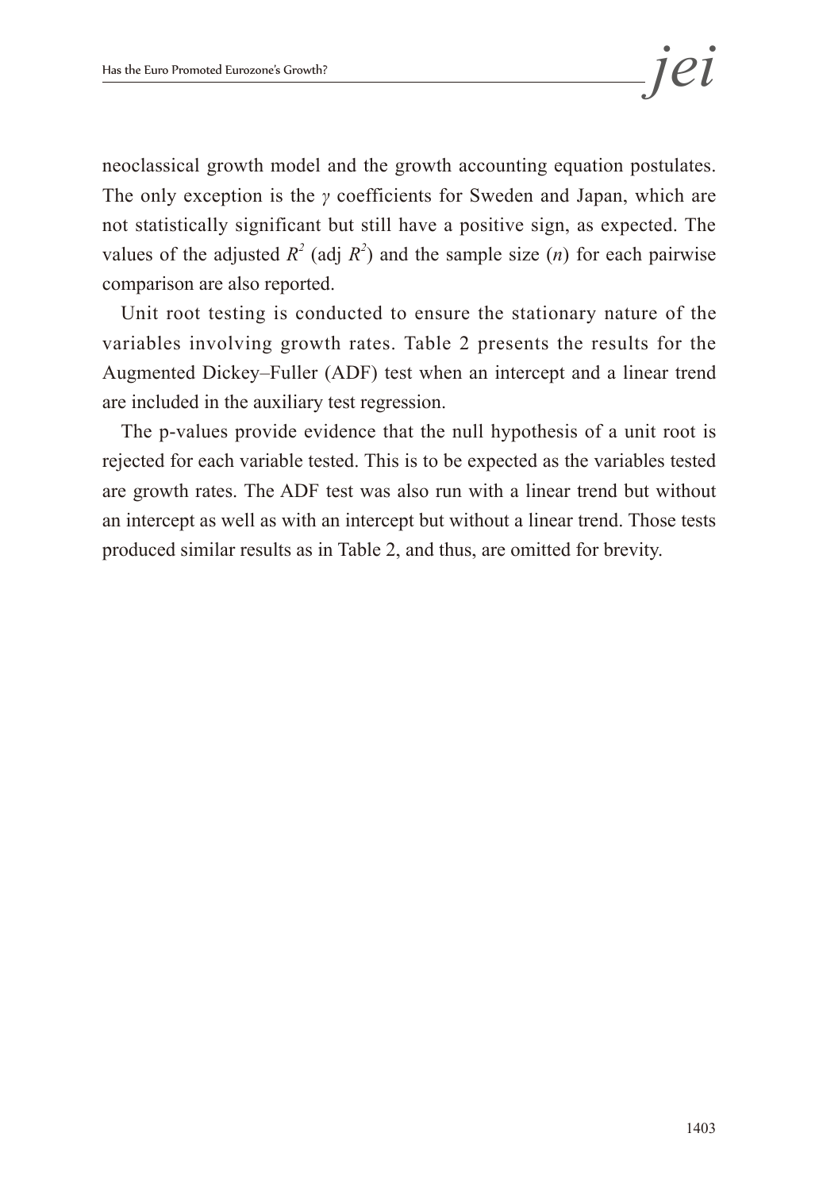neoclassical growth model and the growth accounting equation postulates. The only exception is the $\gamma$ coefficients for Sweden and Japan, which are not statistically significant but still have a positive sign, as expected. The values of the adjusted $R^2$ (adj $R^2$) and the sample size ($n$) for each pairwise comparison are also reported.

Unit root testing is conducted to ensure the stationary nature of the variables involving growth rates. Table 2 presents the results for the Augmented Dickey–Fuller (ADF) test when an intercept and a linear trend are included in the auxiliary test regression.

The p-values provide evidence that the null hypothesis of a unit root is rejected for each variable tested. This is to be expected as the variables tested are growth rates. The ADF test was also run with a linear trend but without an intercept as well as with an intercept but without a linear trend. Those tests produced similar results as in Table 2, and thus, are omitted for brevity.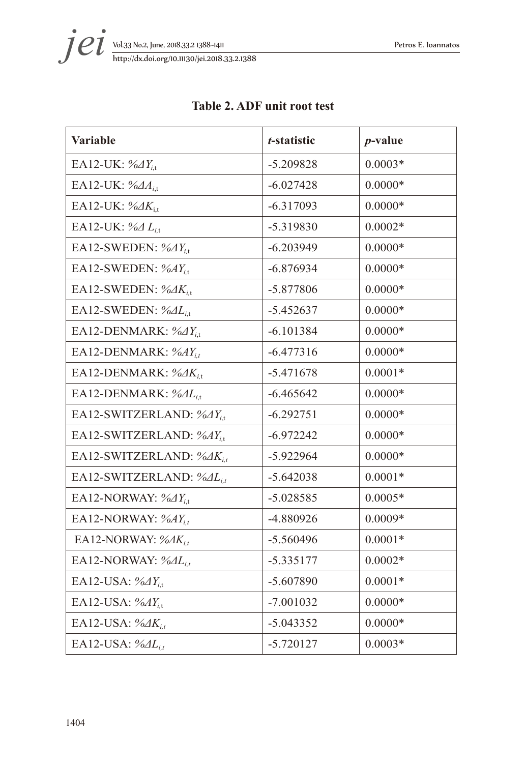**Table 2. ADF unit root test**

| **Variable** | ***t*-statistic** | ***p*-value** |
|---|---|---|
| EA12-UK: $\%\Delta Y_{i,t}$ | -5.209828 | 0.0003* |
| EA12-UK: $\%\Delta A_{i,t}$ | -6.027428 | 0.0000* |
| EA12-UK: $\%\Delta K_{i,t}$ | -6.317093 | 0.0000* |
| EA12-UK: $\%\Delta L_{i,t}$ | -5.319830 | 0.0002* |
| EA12-SWEDEN: $\%\Delta Y_{i,t}$ | -6.203949 | 0.0000* |
| EA12-SWEDEN: $\%AY_{i,t}$ | -6.876934 | 0.0000* |
| EA12-SWEDEN: $\%\Delta K_{i,t}$ | -5.877806 | 0.0000* |
| EA12-SWEDEN: $\%\Delta L_{i,t}$ | -5.452637 | 0.0000* |
| EA12-DENMARK: $\%\Delta Y_{i,t}$ | -6.101384 | 0.0000* |
| EA12-DENMARK: $\%AY_{i,t}$ | -6.477316 | 0.0000* |
| EA12-DENMARK: $\%\Delta K_{i,t}$ | -5.471678 | 0.0001* |
| EA12-DENMARK: $\%\Delta L_{i,t}$ | -6.465642 | 0.0000* |
| EA12-SWITZERLAND: $\%\Delta Y_{i,t}$ | -6.292751 | 0.0000* |
| EA12-SWITZERLAND: $\%AY_{i,t}$ | -6.972242 | 0.0000* |
| EA12-SWITZERLAND: $\%\Delta K_{i,t}$ | -5.922964 | 0.0000* |
| EA12-SWITZERLAND: $\%\Delta L_{i,t}$ | -5.642038 | 0.0001* |
| EA12-NORWAY: $\%\Delta Y_{i,t}$ | -5.028585 | 0.0005* |
| EA12-NORWAY: $\%AY_{i,t}$ | -4.880926 | 0.0009* |
| EA12-NORWAY: $\%\Delta K_{i,t}$ | -5.560496 | 0.0001* |
| EA12-NORWAY: $\%\Delta L_{i,t}$ | -5.335177 | 0.0002* |
| EA12-USA: $\%\Delta Y_{i,t}$ | -5.607890 | 0.0001* |
| EA12-USA: $\%AY_{i,t}$ | -7.001032 | 0.0000* |
| EA12-USA: $\%\Delta K_{i,t}$ | -5.043352 | 0.0000* |
| EA12-USA: $\%\Delta L_{i,t}$ | -5.720127 | 0.0003* |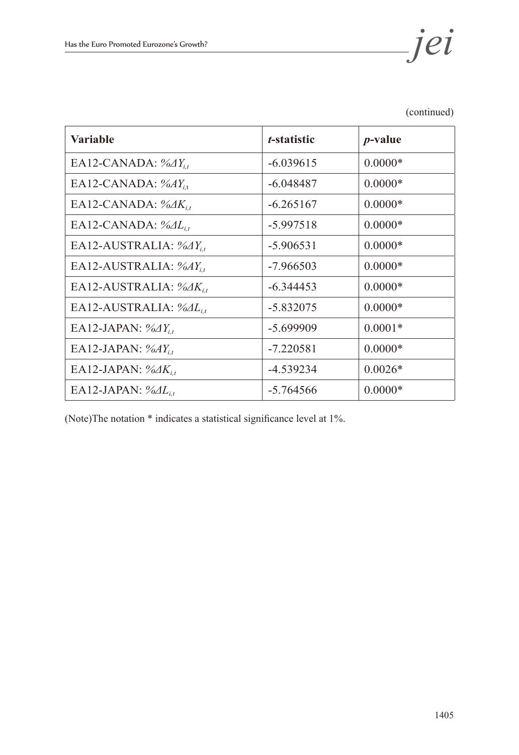(continued)

| Variable | *t*-statistic | *p*-value |
|---|---|---|
| EA12-CANADA: $\%\Delta Y_{i,t}$ | -6.039615 | 0.0000* |
| EA12-CANADA: $\%AY_{i,t}$ | -6.048487 | 0.0000* |
| EA12-CANADA: $\%\Delta K_{i,t}$ | -6.265167 | 0.0000* |
| EA12-CANADA: $\%\Delta L_{i,t}$ | -5.997518 | 0.0000* |
| EA12-AUSTRALIA: $\%\Delta Y_{i,t}$ | -5.906531 | 0.0000* |
| EA12-AUSTRALIA: $\%AY_{i,t}$ | -7.966503 | 0.0000* |
| EA12-AUSTRALIA: $\%\Delta K_{i,t}$ | -6.344453 | 0.0000* |
| EA12-AUSTRALIA: $\%\Delta L_{i,t}$ | -5.832075 | 0.0000* |
| EA12-JAPAN: $\%\Delta Y_{i,t}$ | -5.699909 | 0.0001* |
| EA12-JAPAN: $\%AY_{i,t}$ | -7.220581 | 0.0000* |
| EA12-JAPAN: $\%\Delta K_{i,t}$ | -4.539234 | 0.0026* |
| EA12-JAPAN: $\%\Delta L_{i,t}$ | -5.764566 | 0.0000* |

(Note)The notation * indicates a statistical significance level at 1%.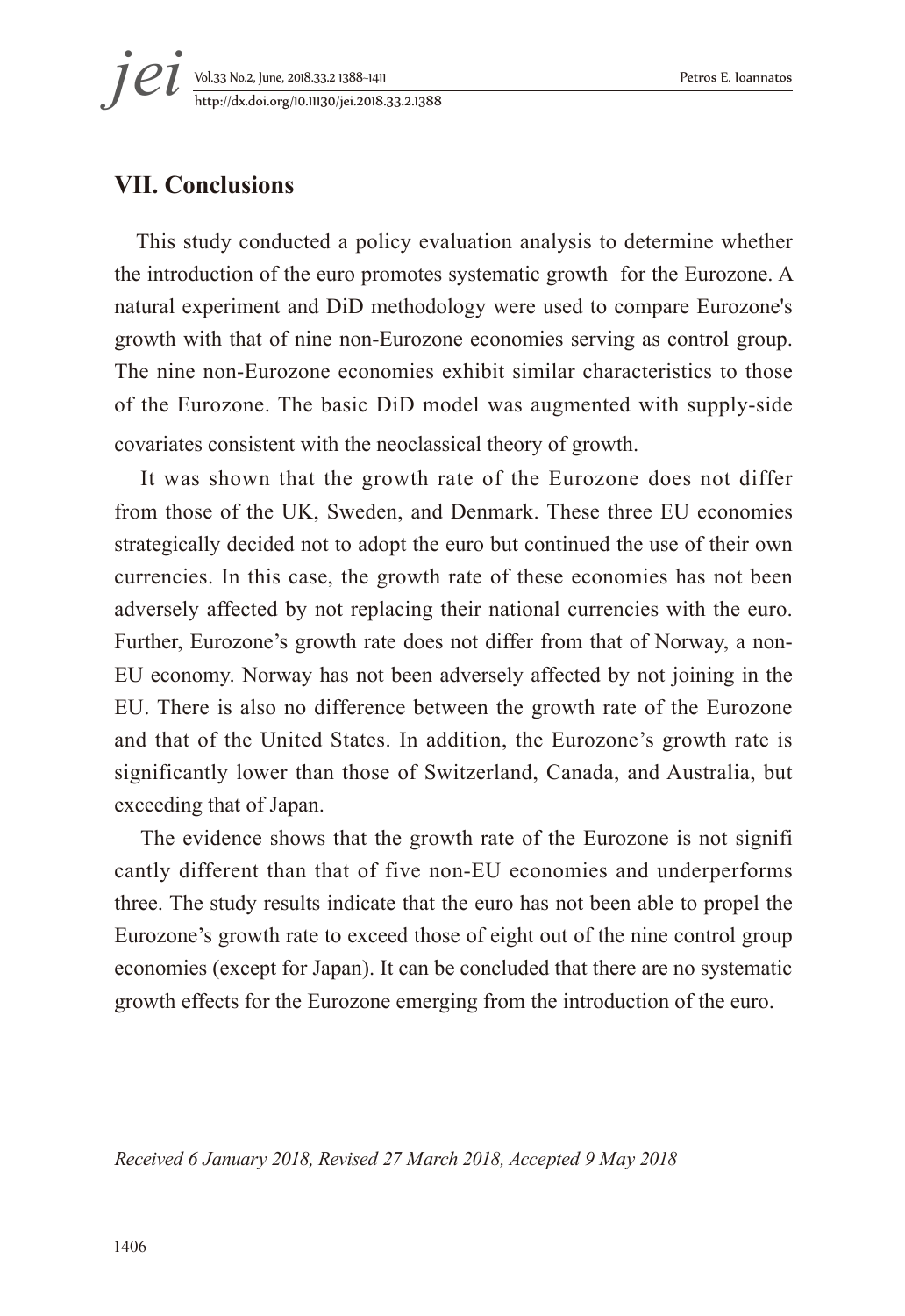## VII. Conclusions

This study conducted a policy evaluation analysis to determine whether the introduction of the euro promotes systematic growth for the Eurozone. A natural experiment and DiD methodology were used to compare Eurozone's growth with that of nine non-Eurozone economies serving as control group. The nine non-Eurozone economies exhibit similar characteristics to those of the Eurozone. The basic DiD model was augmented with supply-side covariates consistent with the neoclassical theory of growth.

It was shown that the growth rate of the Eurozone does not differ from those of the UK, Sweden, and Denmark. These three EU economies strategically decided not to adopt the euro but continued the use of their own currencies. In this case, the growth rate of these economies has not been adversely affected by not replacing their national currencies with the euro. Further, Eurozone's growth rate does not differ from that of Norway, a non-EU economy. Norway has not been adversely affected by not joining in the EU. There is also no difference between the growth rate of the Eurozone and that of the United States. In addition, the Eurozone's growth rate is significantly lower than those of Switzerland, Canada, and Australia, but exceeding that of Japan.

The evidence shows that the growth rate of the Eurozone is not significantly different than that of five non-EU economies and underperforms three. The study results indicate that the euro has not been able to propel the Eurozone's growth rate to exceed those of eight out of the nine control group economies (except for Japan). It can be concluded that there are no systematic growth effects for the Eurozone emerging from the introduction of the euro.

*Received 6 January 2018, Revised 27 March 2018, Accepted 9 May 2018*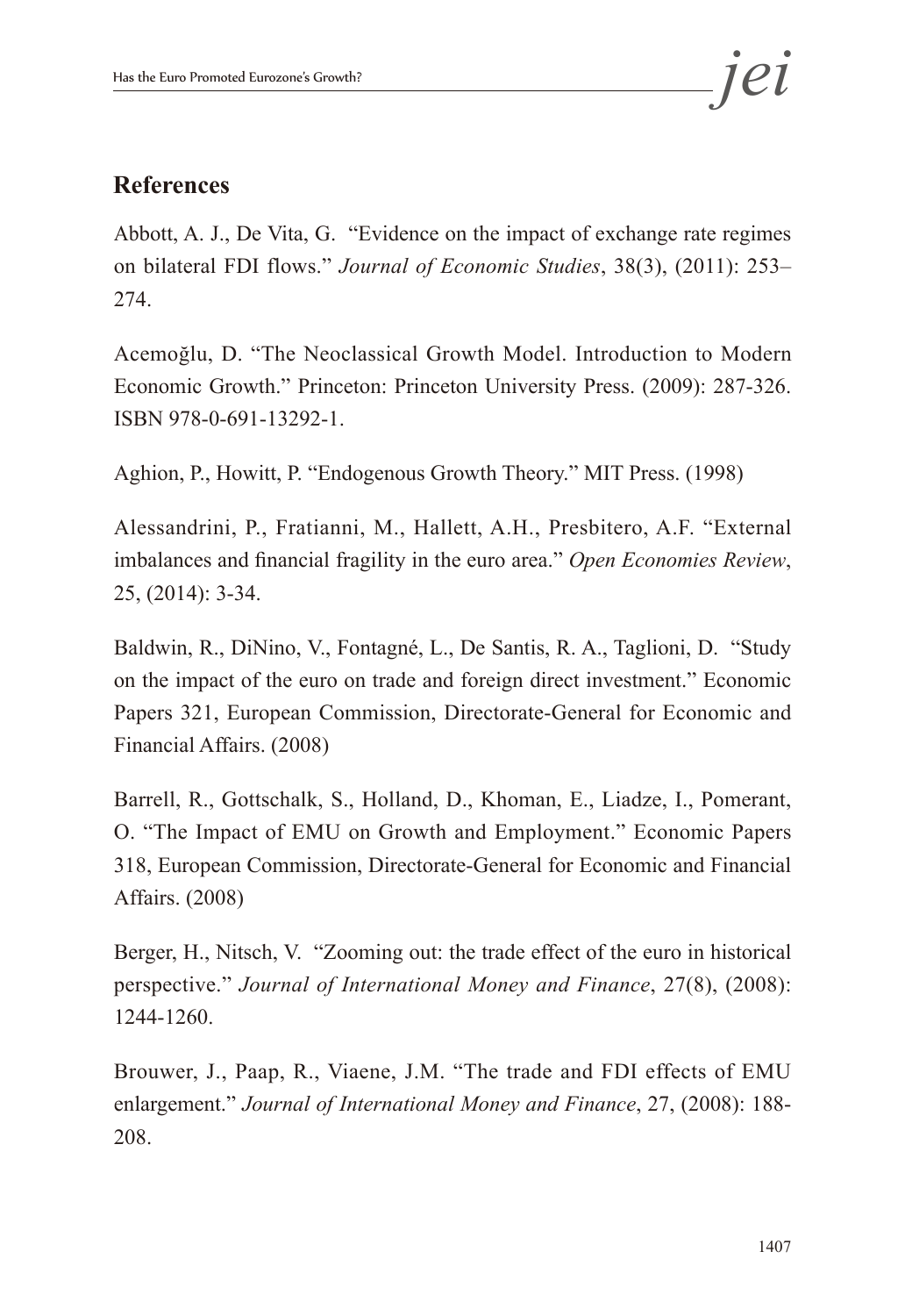## References

Abbott, A. J., De Vita, G. "Evidence on the impact of exchange rate regimes on bilateral FDI flows." *Journal of Economic Studies*, 38(3), (2011): 253–274.

Acemoğlu, D. "The Neoclassical Growth Model. Introduction to Modern Economic Growth." Princeton: Princeton University Press. (2009): 287-326. ISBN 978-0-691-13292-1.

Aghion, P., Howitt, P. "Endogenous Growth Theory." MIT Press. (1998)

Alessandrini, P., Fratianni, M., Hallett, A.H., Presbitero, A.F. "External imbalances and financial fragility in the euro area." *Open Economies Review*, 25, (2014): 3-34.

Baldwin, R., DiNino, V., Fontagné, L., De Santis, R. A., Taglioni, D. "Study on the impact of the euro on trade and foreign direct investment." Economic Papers 321, European Commission, Directorate-General for Economic and Financial Affairs. (2008)

Barrell, R., Gottschalk, S., Holland, D., Khoman, E., Liadze, I., Pomerant, O. "The Impact of EMU on Growth and Employment." Economic Papers 318, European Commission, Directorate-General for Economic and Financial Affairs. (2008)

Berger, H., Nitsch, V. "Zooming out: the trade effect of the euro in historical perspective." *Journal of International Money and Finance*, 27(8), (2008): 1244-1260.

Brouwer, J., Paap, R., Viaene, J.M. "The trade and FDI effects of EMU enlargement." *Journal of International Money and Finance*, 27, (2008): 188-208.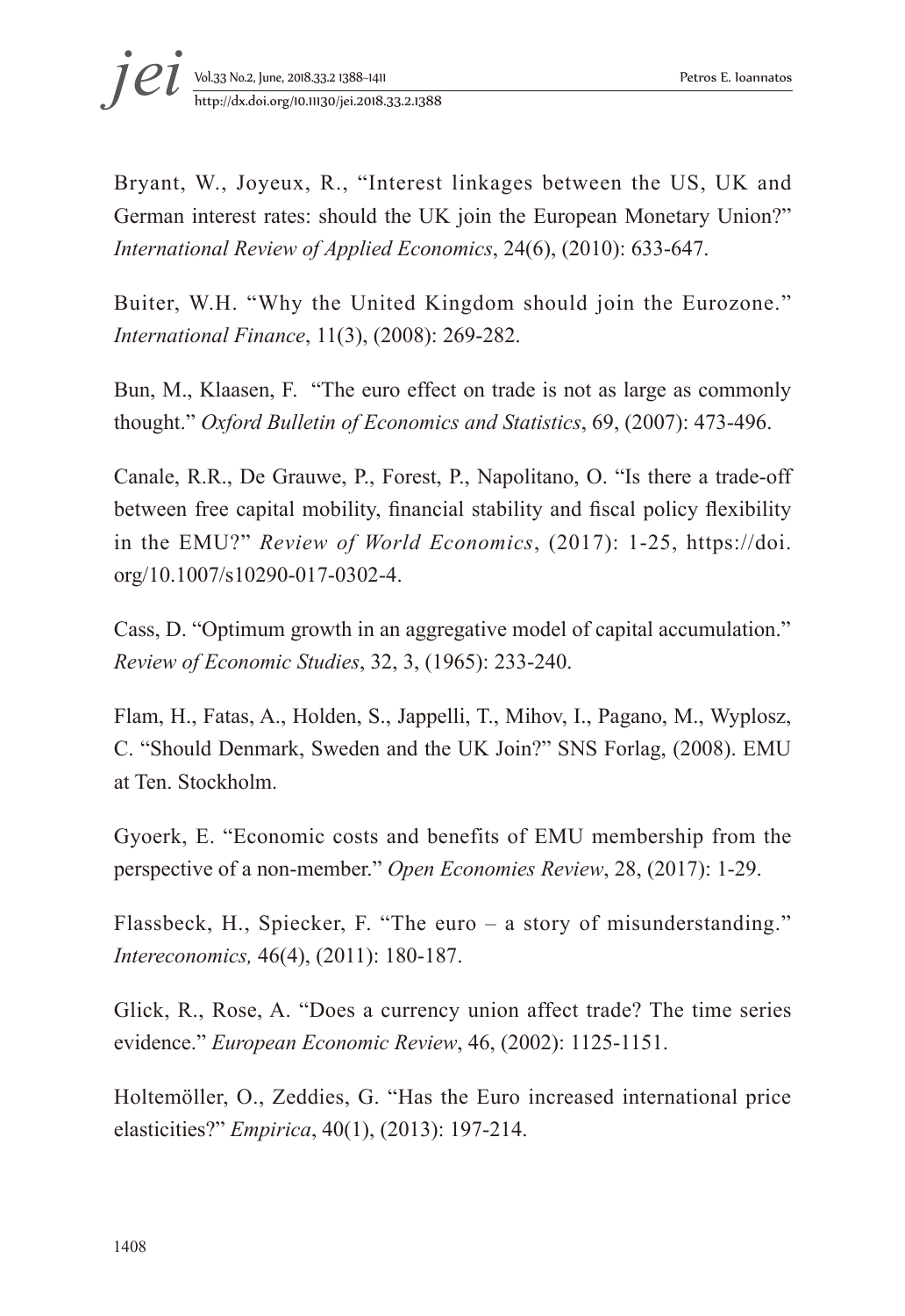Bryant, W., Joyeux, R., "Interest linkages between the US, UK and German interest rates: should the UK join the European Monetary Union?" *International Review of Applied Economics*, 24(6), (2010): 633-647.

Buiter, W.H. "Why the United Kingdom should join the Eurozone." *International Finance*, 11(3), (2008): 269-282.

Bun, M., Klaasen, F. "The euro effect on trade is not as large as commonly thought." *Oxford Bulletin of Economics and Statistics*, 69, (2007): 473-496.

Canale, R.R., De Grauwe, P., Forest, P., Napolitano, O. "Is there a trade-off between free capital mobility, financial stability and fiscal policy flexibility in the EMU?" *Review of World Economics*, (2017): 1-25, https://doi.org/10.1007/s10290-017-0302-4.

Cass, D. "Optimum growth in an aggregative model of capital accumulation." *Review of Economic Studies*, 32, 3, (1965): 233-240.

Flam, H., Fatas, A., Holden, S., Jappelli, T., Mihov, I., Pagano, M., Wyplosz, C. "Should Denmark, Sweden and the UK Join?" SNS Forlag, (2008). EMU at Ten. Stockholm.

Gyoerk, E. "Economic costs and benefits of EMU membership from the perspective of a non-member." *Open Economies Review*, 28, (2017): 1-29.

Flassbeck, H., Spiecker, F. "The euro – a story of misunderstanding." *Intereconomics,* 46(4), (2011): 180-187.

Glick, R., Rose, A. "Does a currency union affect trade? The time series evidence." *European Economic Review*, 46, (2002): 1125-1151.

Holtemöller, O., Zeddies, G. "Has the Euro increased international price elasticities?" *Empirica*, 40(1), (2013): 197-214.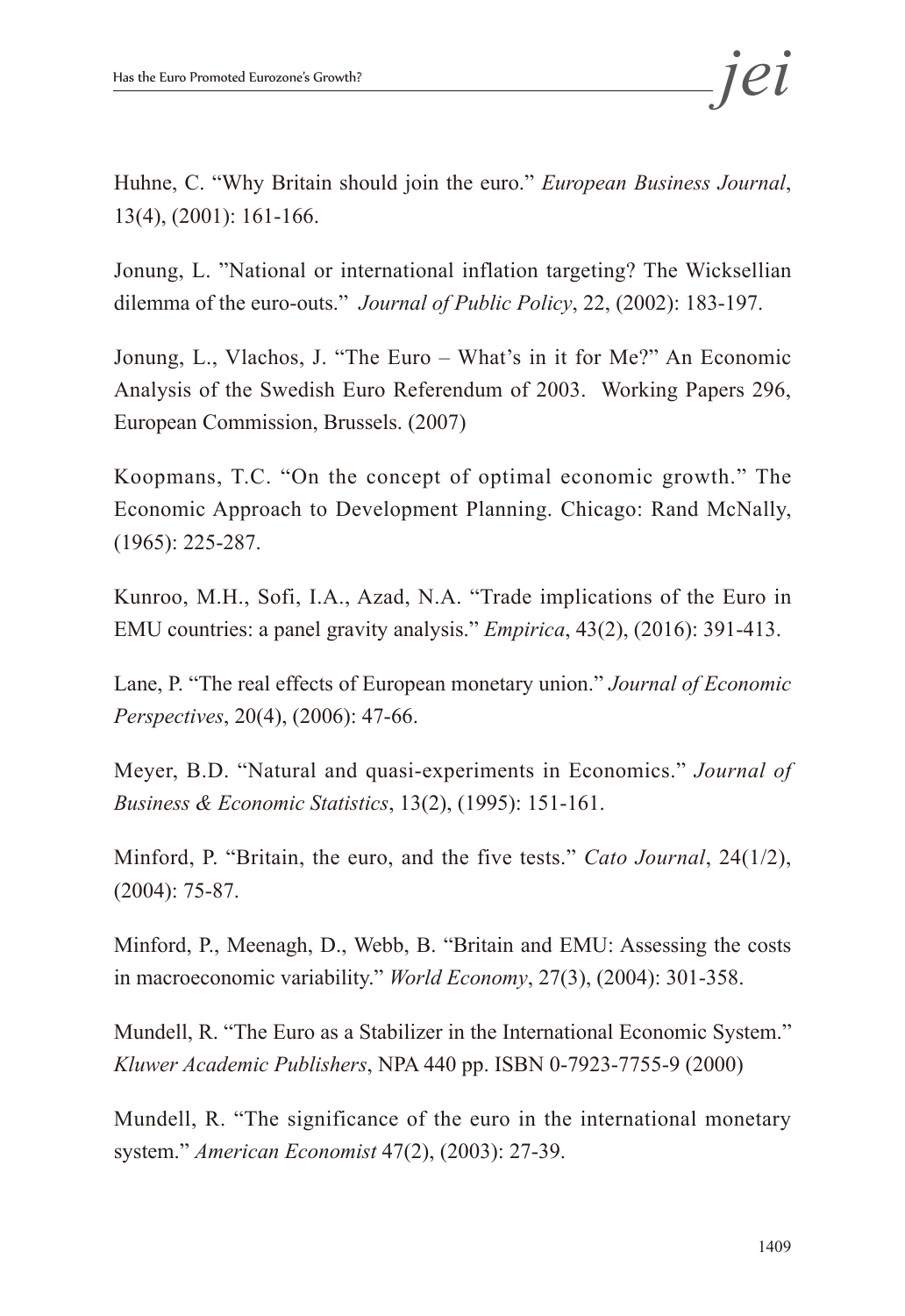Huhne, C. "Why Britain should join the euro." *European Business Journal*, 13(4), (2001): 161-166.

Jonung, L. "National or international inflation targeting? The Wicksellian dilemma of the euro-outs." *Journal of Public Policy*, 22, (2002): 183-197.

Jonung, L., Vlachos, J. "The Euro – What's in it for Me?" An Economic Analysis of the Swedish Euro Referendum of 2003. Working Papers 296, European Commission, Brussels. (2007)

Koopmans, T.C. "On the concept of optimal economic growth." The Economic Approach to Development Planning. Chicago: Rand McNally, (1965): 225-287.

Kunroo, M.H., Sofi, I.A., Azad, N.A. "Trade implications of the Euro in EMU countries: a panel gravity analysis." *Empirica*, 43(2), (2016): 391-413.

Lane, P. "The real effects of European monetary union." *Journal of Economic Perspectives*, 20(4), (2006): 47-66.

Meyer, B.D. "Natural and quasi-experiments in Economics." *Journal of Business & Economic Statistics*, 13(2), (1995): 151-161.

Minford, P. "Britain, the euro, and the five tests." *Cato Journal*, 24(1/2), (2004): 75-87.

Minford, P., Meenagh, D., Webb, B. "Britain and EMU: Assessing the costs in macroeconomic variability." *World Economy*, 27(3), (2004): 301-358.

Mundell, R. "The Euro as a Stabilizer in the International Economic System." *Kluwer Academic Publishers*, NPA 440 pp. ISBN 0-7923-7755-9 (2000)

Mundell, R. "The significance of the euro in the international monetary system." *American Economist* 47(2), (2003): 27-39.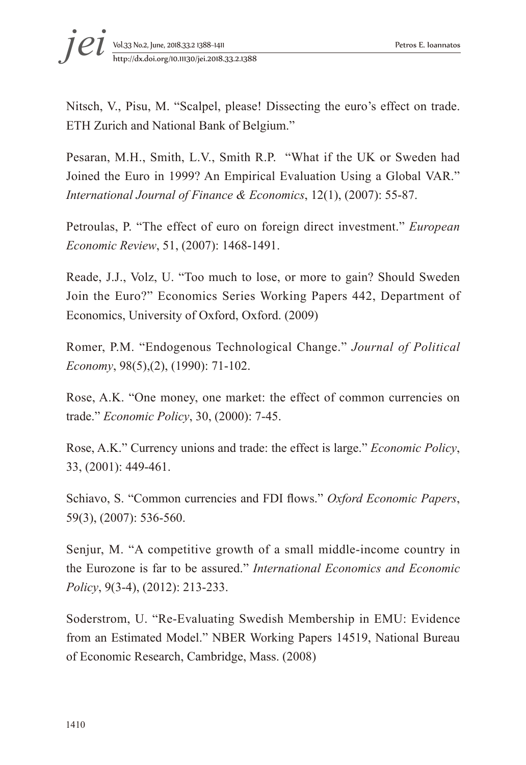Nitsch, V., Pisu, M. "Scalpel, please! Dissecting the euro's effect on trade. ETH Zurich and National Bank of Belgium."

Pesaran, M.H., Smith, L.V., Smith R.P. "What if the UK or Sweden had Joined the Euro in 1999? An Empirical Evaluation Using a Global VAR." *International Journal of Finance & Economics*, 12(1), (2007): 55-87.

Petroulas, P. "The effect of euro on foreign direct investment." *European Economic Review*, 51, (2007): 1468-1491.

Reade, J.J., Volz, U. "Too much to lose, or more to gain? Should Sweden Join the Euro?" Economics Series Working Papers 442, Department of Economics, University of Oxford, Oxford. (2009)

Romer, P.M. "Endogenous Technological Change." *Journal of Political Economy*, 98(5),(2), (1990): 71-102.

Rose, A.K. "One money, one market: the effect of common currencies on trade." *Economic Policy*, 30, (2000): 7-45.

Rose, A.K." Currency unions and trade: the effect is large." *Economic Policy*, 33, (2001): 449-461.

Schiavo, S. "Common currencies and FDI flows." *Oxford Economic Papers*, 59(3), (2007): 536-560.

Senjur, M. "A competitive growth of a small middle-income country in the Eurozone is far to be assured." *International Economics and Economic Policy*, 9(3-4), (2012): 213-233.

Soderstrom, U. "Re-Evaluating Swedish Membership in EMU: Evidence from an Estimated Model." NBER Working Papers 14519, National Bureau of Economic Research, Cambridge, Mass. (2008)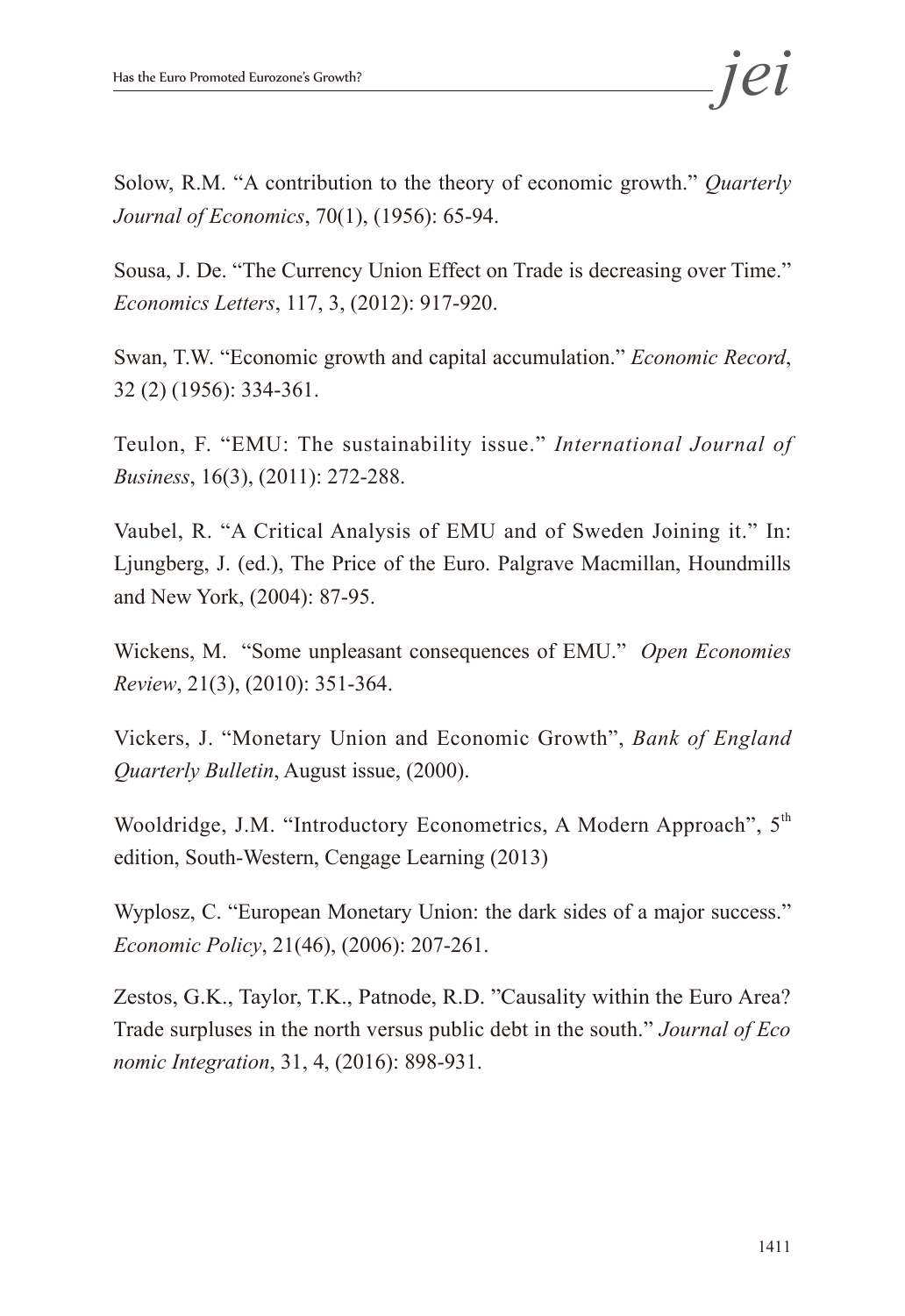Solow, R.M. "A contribution to the theory of economic growth." *Quarterly Journal of Economics*, 70(1), (1956): 65-94.

Sousa, J. De. "The Currency Union Effect on Trade is decreasing over Time." *Economics Letters*, 117, 3, (2012): 917-920.

Swan, T.W. "Economic growth and capital accumulation." *Economic Record*, 32 (2) (1956): 334-361.

Teulon, F. "EMU: The sustainability issue." *International Journal of Business*, 16(3), (2011): 272-288.

Vaubel, R. "A Critical Analysis of EMU and of Sweden Joining it." In: Ljungberg, J. (ed.), The Price of the Euro. Palgrave Macmillan, Houndmills and New York, (2004): 87-95.

Wickens, M. "Some unpleasant consequences of EMU." *Open Economies Review*, 21(3), (2010): 351-364.

Vickers, J. "Monetary Union and Economic Growth", *Bank of England Quarterly Bulletin*, August issue, (2000).

Wooldridge, J.M. "Introductory Econometrics, A Modern Approach", 5th edition, South-Western, Cengage Learning (2013)

Wyplosz, C. "European Monetary Union: the dark sides of a major success." *Economic Policy*, 21(46), (2006): 207-261.

Zestos, G.K., Taylor, T.K., Patnode, R.D. "Causality within the Euro Area? Trade surpluses in the north versus public debt in the south." *Journal of Economic Integration*, 31, 4, (2016): 898-931.